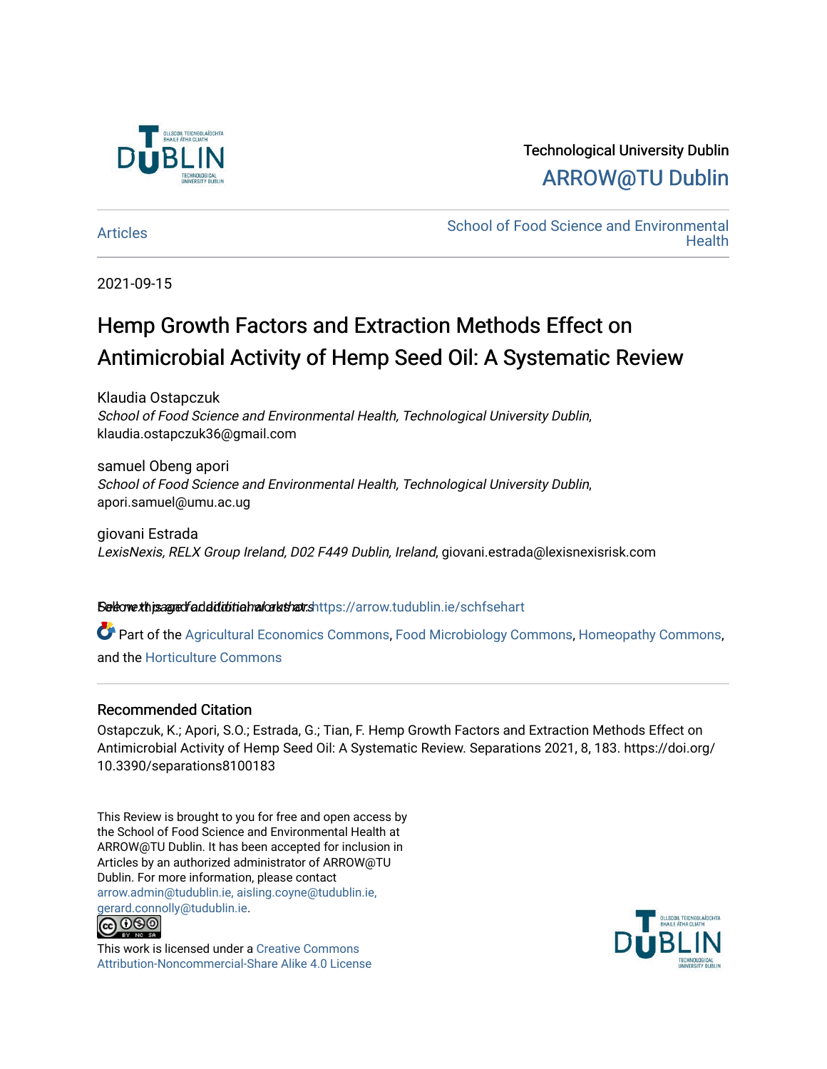Technological University Dublin

ARROW@TU Dublin

Articles

School of Food Science and Environmental Health

2021-09-15

# Hemp Growth Factors and Extraction Methods Effect on Antimicrobial Activity of Hemp Seed Oil: A Systematic Review

Klaudia Ostapczuk
*School of Food Science and Environmental Health, Technological University Dublin*, klaudia.ostapczuk36@gmail.com

samuel Obeng apori
*School of Food Science and Environmental Health, Technological University Dublin*, apori.samuel@umu.ac.ug

giovani Estrada
*LexisNexis, RELX Group Ireland, D02 F449 Dublin, Ireland*, giovani.estrada@lexisnexisrisk.com

See next page for additional authors

Follow this and additional works at: https://arrow.tudublin.ie/schfsehart

Part of the Agricultural Economics Commons, Food Microbiology Commons, Homeopathy Commons, and the Horticulture Commons

### Recommended Citation

Ostapczuk, K.; Apori, S.O.; Estrada, G.; Tian, F. Hemp Growth Factors and Extraction Methods Effect on Antimicrobial Activity of Hemp Seed Oil: A Systematic Review. Separations 2021, 8, 183. https://doi.org/10.3390/separations8100183

This Review is brought to you for free and open access by the School of Food Science and Environmental Health at ARROW@TU Dublin. It has been accepted for inclusion in Articles by an authorized administrator of ARROW@TU Dublin. For more information, please contact arrow.admin@tudublin.ie, aisling.coyne@tudublin.ie, gerard.connolly@tudublin.ie.

This work is licensed under a Creative Commons Attribution-Noncommercial-Share Alike 4.0 License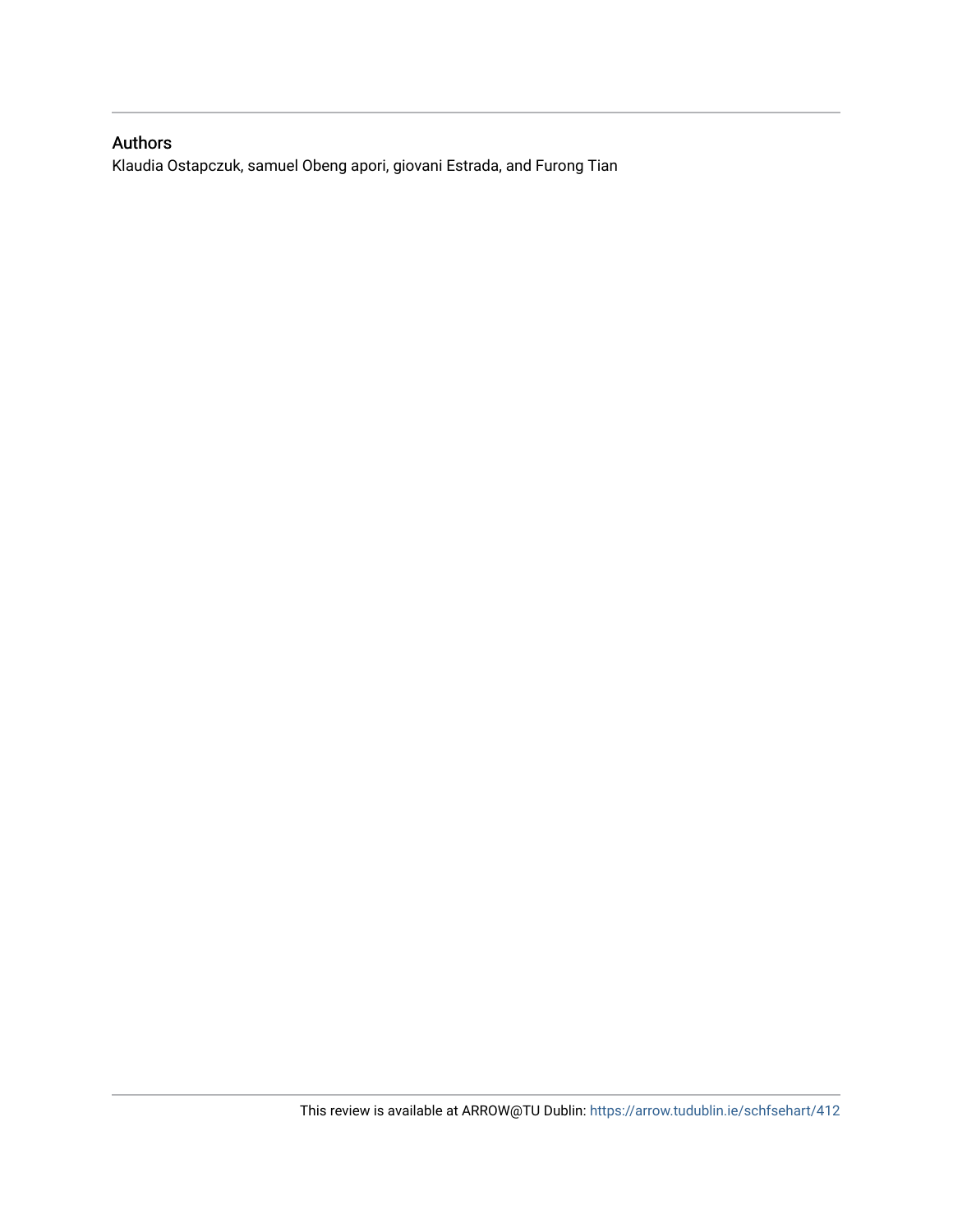## Authors

Klaudia Ostapczuk, samuel Obeng apori, giovani Estrada, and Furong Tian

This review is available at ARROW@TU Dublin: https://arrow.tudublin.ie/schfsehart/412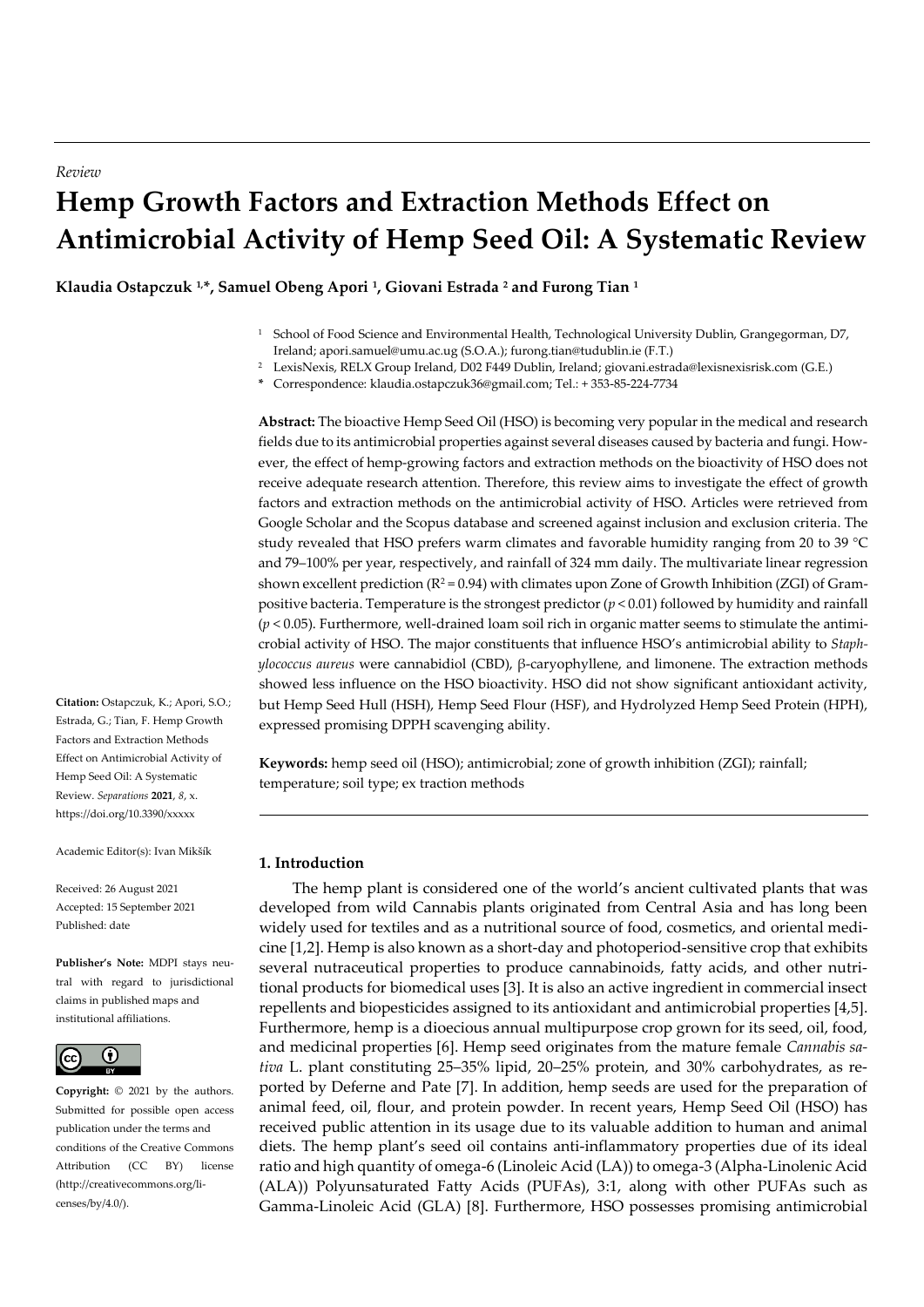*Review*

# Hemp Growth Factors and Extraction Methods Effect on Antimicrobial Activity of Hemp Seed Oil: A Systematic Review

**Klaudia Ostapczuk [1,*], Samuel Obeng Apori [1], Giovani Estrada [2] and Furong Tian [1]**

[1] School of Food Science and Environmental Health, Technological University Dublin, Grangegorman, D7, Ireland; apori.samuel@umu.ac.ug (S.O.A.); furong.tian@tudublin.ie (F.T.)

[2] LexisNexis, RELX Group Ireland, D02 F449 Dublin, Ireland; giovani.estrada@lexisnexisrisk.com (G.E.)

\* Correspondence: klaudia.ostapczuk36@gmail.com; Tel.: + 353-85-224-7734

**Abstract:** The bioactive Hemp Seed Oil (HSO) is becoming very popular in the medical and research fields due to its antimicrobial properties against several diseases caused by bacteria and fungi. However, the effect of hemp-growing factors and extraction methods on the bioactivity of HSO does not receive adequate research attention. Therefore, this review aims to investigate the effect of growth factors and extraction methods on the antimicrobial activity of HSO. Articles were retrieved from Google Scholar and the Scopus database and screened against inclusion and exclusion criteria. The study revealed that HSO prefers warm climates and favorable humidity ranging from 20 to 39 °C and 79–100% per year, respectively, and rainfall of 324 mm daily. The multivariate linear regression shown excellent prediction ($R^2 = 0.94$) with climates upon Zone of Growth Inhibition (ZGI) of Gram-positive bacteria. Temperature is the strongest predictor ($p < 0.01$) followed by humidity and rainfall ($p < 0.05$). Furthermore, well-drained loam soil rich in organic matter seems to stimulate the antimicrobial activity of HSO. The major constituents that influence HSO's antimicrobial ability to *Staphylococcus aureus* were cannabidiol (CBD), β-caryophyllene, and limonene. The extraction methods showed less influence on the HSO bioactivity. HSO did not show significant antioxidant activity, but Hemp Seed Hull (HSH), Hemp Seed Flour (HSF), and Hydrolyzed Hemp Seed Protein (HPH), expressed promising DPPH scavenging ability.

**Keywords:** hemp seed oil (HSO); antimicrobial; zone of growth inhibition (ZGI); rainfall; temperature; soil type; ex traction methods

**Citation:** Ostapczuk, K.; Apori, S.O.; Estrada, G.; Tian, F. Hemp Growth Factors and Extraction Methods Effect on Antimicrobial Activity of Hemp Seed Oil: A Systematic Review. *Separations* **2021**, *8*, x. https://doi.org/10.3390/xxxxx

Academic Editor(s): Ivan Mikšík

Received: 26 August 2021
Accepted: 15 September 2021
Published: date

**Publisher's Note:** MDPI stays neutral with regard to jurisdictional claims in published maps and institutional affiliations.

**Copyright:** © 2021 by the authors. Submitted for possible open access publication under the terms and conditions of the Creative Commons Attribution (CC BY) license (http://creativecommons.org/licenses/by/4.0/).

## 1. Introduction

The hemp plant is considered one of the world's ancient cultivated plants that was developed from wild Cannabis plants originated from Central Asia and has long been widely used for textiles and as a nutritional source of food, cosmetics, and oriental medicine [1,2]. Hemp is also known as a short-day and photoperiod-sensitive crop that exhibits several nutraceutical properties to produce cannabinoids, fatty acids, and other nutritional products for biomedical uses [3]. It is also an active ingredient in commercial insect repellents and biopesticides assigned to its antioxidant and antimicrobial properties [4,5]. Furthermore, hemp is a dioecious annual multipurpose crop grown for its seed, oil, food, and medicinal properties [6]. Hemp seed originates from the mature female *Cannabis sativa* L. plant constituting 25–35% lipid, 20–25% protein, and 30% carbohydrates, as reported by Deferne and Pate [7]. In addition, hemp seeds are used for the preparation of animal feed, oil, flour, and protein powder. In recent years, Hemp Seed Oil (HSO) has received public attention in its usage due to its valuable addition to human and animal diets. The hemp plant's seed oil contains anti-inflammatory properties due to its ideal ratio and high quantity of omega-6 (Linoleic Acid (LA)) to omega-3 (Alpha-Linolenic Acid (ALA)) Polyunsaturated Fatty Acids (PUFAs), 3:1, along with other PUFAs such as Gamma-Linoleic Acid (GLA) [8]. Furthermore, HSO possesses promising antimicrobial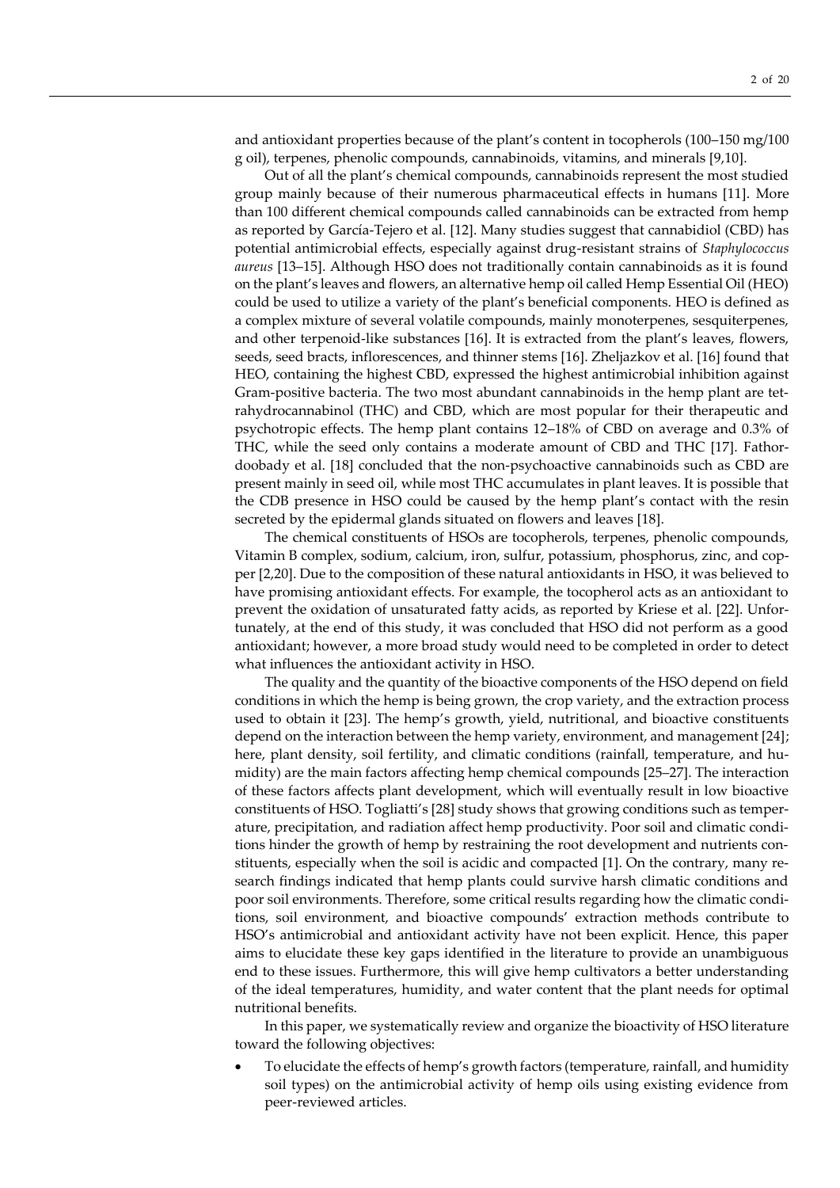and antioxidant properties because of the plant's content in tocopherols (100–150 mg/100 g oil), terpenes, phenolic compounds, cannabinoids, vitamins, and minerals [9,10].

Out of all the plant's chemical compounds, cannabinoids represent the most studied group mainly because of their numerous pharmaceutical effects in humans [11]. More than 100 different chemical compounds called cannabinoids can be extracted from hemp as reported by García-Tejero et al. [12]. Many studies suggest that cannabidiol (CBD) has potential antimicrobial effects, especially against drug-resistant strains of *Staphylococcus aureus* [13–15]. Although HSO does not traditionally contain cannabinoids as it is found on the plant's leaves and flowers, an alternative hemp oil called Hemp Essential Oil (HEO) could be used to utilize a variety of the plant's beneficial components. HEO is defined as a complex mixture of several volatile compounds, mainly monoterpenes, sesquiterpenes, and other terpenoid-like substances [16]. It is extracted from the plant's leaves, flowers, seeds, seed bracts, inflorescences, and thinner stems [16]. Zheljazkov et al. [16] found that HEO, containing the highest CBD, expressed the highest antimicrobial inhibition against Gram-positive bacteria. The two most abundant cannabinoids in the hemp plant are tetrahydrocannabinol (THC) and CBD, which are most popular for their therapeutic and psychotropic effects. The hemp plant contains 12–18% of CBD on average and 0.3% of THC, while the seed only contains a moderate amount of CBD and THC [17]. Fathordoobady et al. [18] concluded that the non-psychoactive cannabinoids such as CBD are present mainly in seed oil, while most THC accumulates in plant leaves. It is possible that the CDB presence in HSO could be caused by the hemp plant's contact with the resin secreted by the epidermal glands situated on flowers and leaves [18].

The chemical constituents of HSOs are tocopherols, terpenes, phenolic compounds, Vitamin B complex, sodium, calcium, iron, sulfur, potassium, phosphorus, zinc, and copper [2,20]. Due to the composition of these natural antioxidants in HSO, it was believed to have promising antioxidant effects. For example, the tocopherol acts as an antioxidant to prevent the oxidation of unsaturated fatty acids, as reported by Kriese et al. [22]. Unfortunately, at the end of this study, it was concluded that HSO did not perform as a good antioxidant; however, a more broad study would need to be completed in order to detect what influences the antioxidant activity in HSO.

The quality and the quantity of the bioactive components of the HSO depend on field conditions in which the hemp is being grown, the crop variety, and the extraction process used to obtain it [23]. The hemp's growth, yield, nutritional, and bioactive constituents depend on the interaction between the hemp variety, environment, and management [24]; here, plant density, soil fertility, and climatic conditions (rainfall, temperature, and humidity) are the main factors affecting hemp chemical compounds [25–27]. The interaction of these factors affects plant development, which will eventually result in low bioactive constituents of HSO. Togliatti's [28] study shows that growing conditions such as temperature, precipitation, and radiation affect hemp productivity. Poor soil and climatic conditions hinder the growth of hemp by restraining the root development and nutrients constituents, especially when the soil is acidic and compacted [1]. On the contrary, many research findings indicated that hemp plants could survive harsh climatic conditions and poor soil environments. Therefore, some critical results regarding how the climatic conditions, soil environment, and bioactive compounds' extraction methods contribute to HSO's antimicrobial and antioxidant activity have not been explicit. Hence, this paper aims to elucidate these key gaps identified in the literature to provide an unambiguous end to these issues. Furthermore, this will give hemp cultivators a better understanding of the ideal temperatures, humidity, and water content that the plant needs for optimal nutritional benefits.

In this paper, we systematically review and organize the bioactivity of HSO literature toward the following objectives:

- To elucidate the effects of hemp's growth factors (temperature, rainfall, and humidity soil types) on the antimicrobial activity of hemp oils using existing evidence from peer-reviewed articles.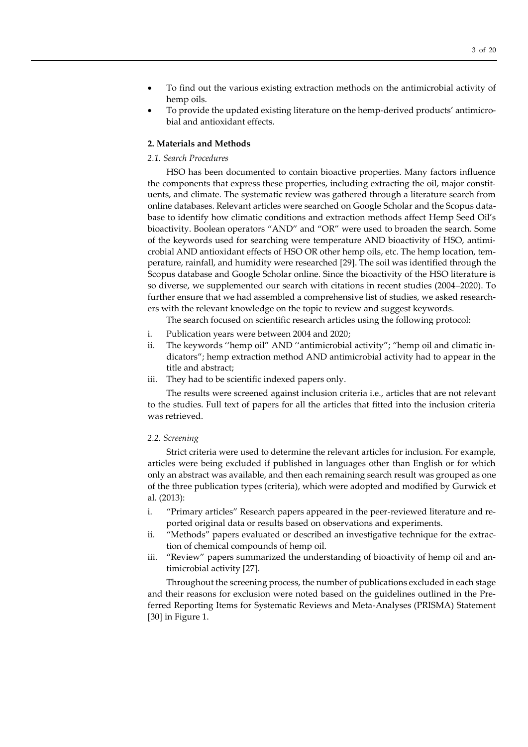- To find out the various existing extraction methods on the antimicrobial activity of hemp oils.
- To provide the updated existing literature on the hemp-derived products' antimicrobial and antioxidant effects.

## 2. Materials and Methods

### *2.1. Search Procedures*

HSO has been documented to contain bioactive properties. Many factors influence the components that express these properties, including extracting the oil, major constituents, and climate. The systematic review was gathered through a literature search from online databases. Relevant articles were searched on Google Scholar and the Scopus database to identify how climatic conditions and extraction methods affect Hemp Seed Oil's bioactivity. Boolean operators "AND" and "OR" were used to broaden the search. Some of the keywords used for searching were temperature AND bioactivity of HSO, antimicrobial AND antioxidant effects of HSO OR other hemp oils, etc. The hemp location, temperature, rainfall, and humidity were researched [29]. The soil was identified through the Scopus database and Google Scholar online. Since the bioactivity of the HSO literature is so diverse, we supplemented our search with citations in recent studies (2004–2020). To further ensure that we had assembled a comprehensive list of studies, we asked researchers with the relevant knowledge on the topic to review and suggest keywords.

The search focused on scientific research articles using the following protocol:

i. Publication years were between 2004 and 2020;
ii. The keywords ''hemp oil" AND ''antimicrobial activity"; "hemp oil and climatic indicators"; hemp extraction method AND antimicrobial activity had to appear in the title and abstract;
iii. They had to be scientific indexed papers only.

The results were screened against inclusion criteria i.e., articles that are not relevant to the studies. Full text of papers for all the articles that fitted into the inclusion criteria was retrieved.

### *2.2. Screening*

Strict criteria were used to determine the relevant articles for inclusion. For example, articles were being excluded if published in languages other than English or for which only an abstract was available, and then each remaining search result was grouped as one of the three publication types (criteria), which were adopted and modified by Gurwick et al. (2013):

i. "Primary articles" Research papers appeared in the peer-reviewed literature and reported original data or results based on observations and experiments.
ii. "Methods" papers evaluated or described an investigative technique for the extraction of chemical compounds of hemp oil.
iii. "Review" papers summarized the understanding of bioactivity of hemp oil and antimicrobial activity [27].

Throughout the screening process, the number of publications excluded in each stage and their reasons for exclusion were noted based on the guidelines outlined in the Preferred Reporting Items for Systematic Reviews and Meta-Analyses (PRISMA) Statement [30] in Figure 1.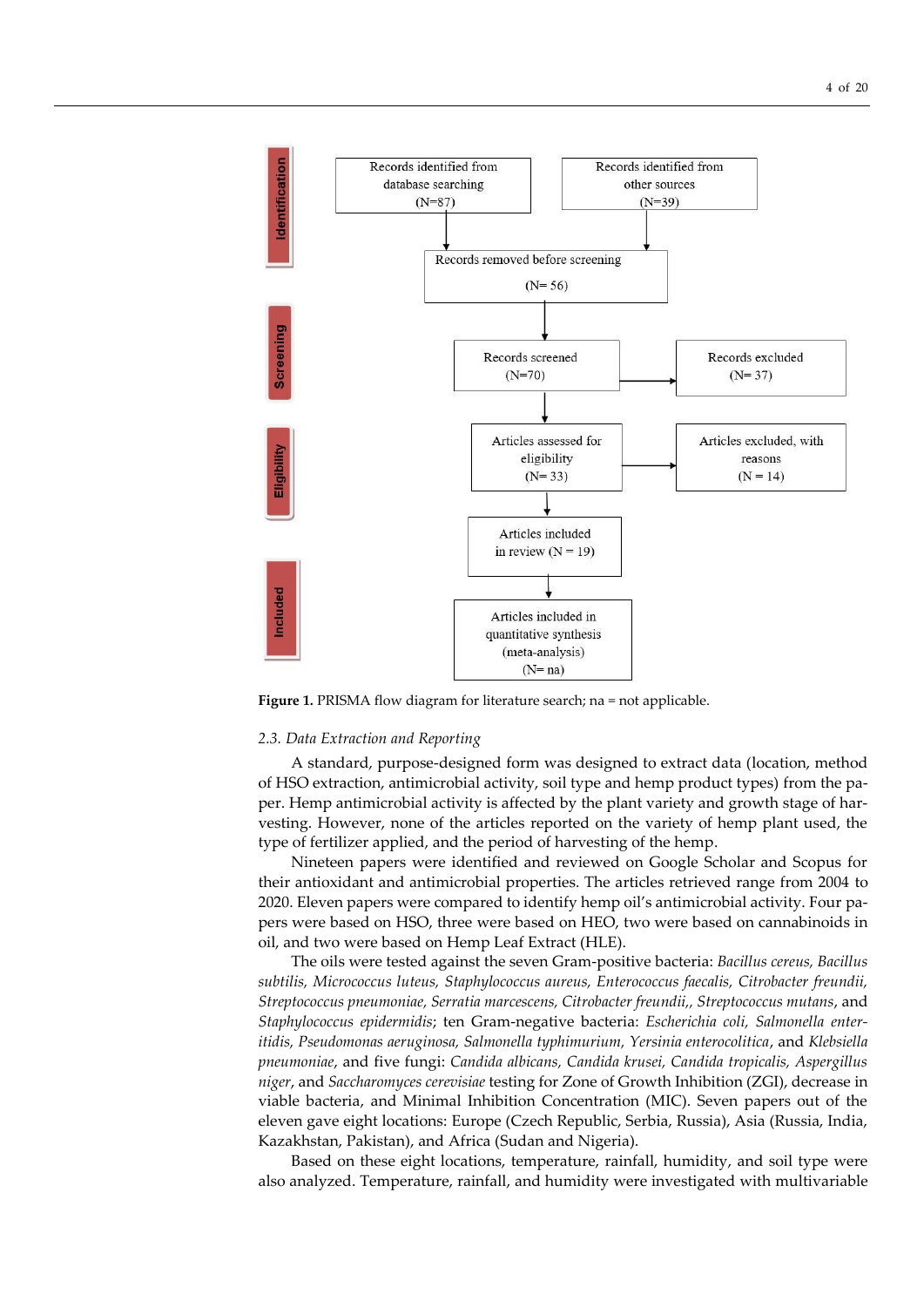**Identification**

Records identified from database searching (N=87)

Records identified from other sources (N=39)

Records removed before screening (N= 56)

**Screening**

Records screened (N=70)

Records excluded (N= 37)

**Eligibility**

Articles assessed for eligibility (N= 33)

Articles excluded, with reasons (N = 14)

**Included**

Articles included in review (N = 19)

Articles included in quantitative synthesis (meta-analysis) (N= na)

**Figure 1.** PRISMA flow diagram for literature search; na = not applicable.

### 2.3. Data Extraction and Reporting

A standard, purpose-designed form was designed to extract data (location, method of HSO extraction, antimicrobial activity, soil type and hemp product types) from the paper. Hemp antimicrobial activity is affected by the plant variety and growth stage of harvesting. However, none of the articles reported on the variety of hemp plant used, the type of fertilizer applied, and the period of harvesting of the hemp.

Nineteen papers were identified and reviewed on Google Scholar and Scopus for their antioxidant and antimicrobial properties. The articles retrieved range from 2004 to 2020. Eleven papers were compared to identify hemp oil's antimicrobial activity. Four papers were based on HSO, three were based on HEO, two were based on cannabinoids in oil, and two were based on Hemp Leaf Extract (HLE).

The oils were tested against the seven Gram-positive bacteria: *Bacillus cereus, Bacillus subtilis, Micrococcus luteus, Staphylococcus aureus, Enterococcus faecalis, Citrobacter freundii, Streptococcus pneumoniae, Serratia marcescens, Citrobacter freundii,, Streptococcus mutans*, and *Staphylococcus epidermidis*; ten Gram-negative bacteria: *Escherichia coli, Salmonella enteritidis, Pseudomonas aeruginosa, Salmonella typhimurium, Yersinia enterocolitica*, and *Klebsiella pneumoniae*, and five fungi: *Candida albicans, Candida krusei, Candida tropicalis, Aspergillus niger*, and *Saccharomyces cerevisiae* testing for Zone of Growth Inhibition (ZGI), decrease in viable bacteria, and Minimal Inhibition Concentration (MIC). Seven papers out of the eleven gave eight locations: Europe (Czech Republic, Serbia, Russia), Asia (Russia, India, Kazakhstan, Pakistan), and Africa (Sudan and Nigeria).

Based on these eight locations, temperature, rainfall, humidity, and soil type were also analyzed. Temperature, rainfall, and humidity were investigated with multivariable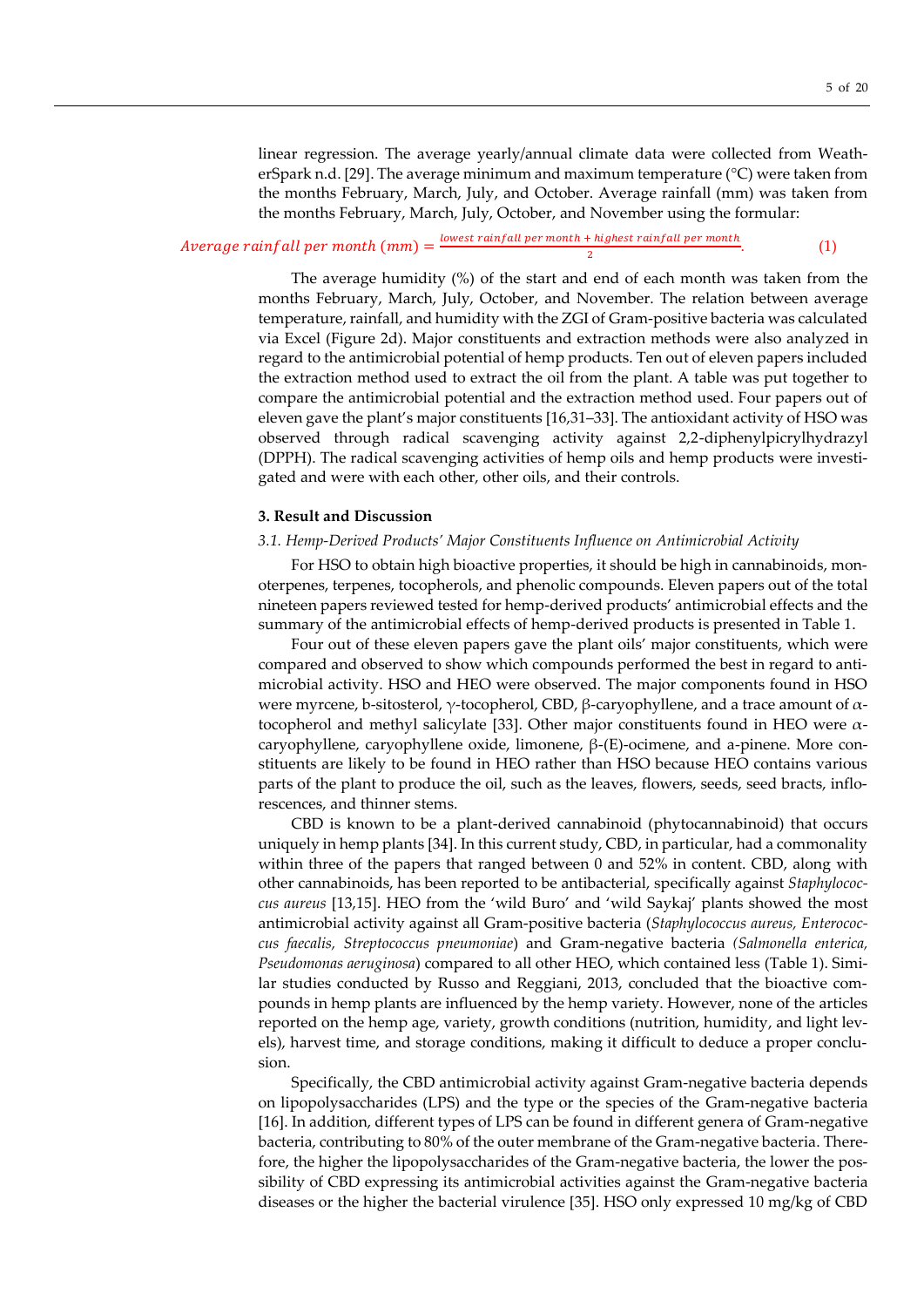linear regression. The average yearly/annual climate data were collected from WeatherSpark n.d. [29]. The average minimum and maximum temperature (°C) were taken from the months February, March, July, and October. Average rainfall (mm) was taken from the months February, March, July, October, and November using the formular:

$$Average\ rainfall\ per\ month\ (mm) = \frac{lowest\ rainfall\ per\ month + highest\ rainfall\ per\ month}{2}. \quad (1)$$

The average humidity (%) of the start and end of each month was taken from the months February, March, July, October, and November. The relation between average temperature, rainfall, and humidity with the ZGI of Gram-positive bacteria was calculated via Excel (Figure 2d). Major constituents and extraction methods were also analyzed in regard to the antimicrobial potential of hemp products. Ten out of eleven papers included the extraction method used to extract the oil from the plant. A table was put together to compare the antimicrobial potential and the extraction method used. Four papers out of eleven gave the plant's major constituents [16,31–33]. The antioxidant activity of HSO was observed through radical scavenging activity against 2,2-diphenylpicrylhydrazyl (DPPH). The radical scavenging activities of hemp oils and hemp products were investigated and were with each other, other oils, and their controls.

## 3. Result and Discussion

### 3.1. Hemp-Derived Products' Major Constituents Influence on Antimicrobial Activity

For HSO to obtain high bioactive properties, it should be high in cannabinoids, monoterpenes, terpenes, tocopherols, and phenolic compounds. Eleven papers out of the total nineteen papers reviewed tested for hemp-derived products' antimicrobial effects and the summary of the antimicrobial effects of hemp-derived products is presented in Table 1.

Four out of these eleven papers gave the plant oils' major constituents, which were compared and observed to show which compounds performed the best in regard to antimicrobial activity. HSO and HEO were observed. The major components found in HSO were myrcene, b-sitosterol, γ-tocopherol, CBD, β-caryophyllene, and a trace amount of α-tocopherol and methyl salicylate [33]. Other major constituents found in HEO were α-caryophyllene, caryophyllene oxide, limonene, β-(E)-ocimene, and a-pinene. More constituents are likely to be found in HEO rather than HSO because HEO contains various parts of the plant to produce the oil, such as the leaves, flowers, seeds, seed bracts, inflorescences, and thinner stems.

CBD is known to be a plant-derived cannabinoid (phytocannabinoid) that occurs uniquely in hemp plants [34]. In this current study, CBD, in particular, had a commonality within three of the papers that ranged between 0 and 52% in content. CBD, along with other cannabinoids, has been reported to be antibacterial, specifically against *Staphylococcus aureus* [13,15]. HEO from the 'wild Buro' and 'wild Saykaj' plants showed the most antimicrobial activity against all Gram-positive bacteria (*Staphylococcus aureus, Enterococcus faecalis, Streptococcus pneumoniae*) and Gram-negative bacteria (*Salmonella enterica, Pseudomonas aeruginosa*) compared to all other HEO, which contained less (Table 1). Similar studies conducted by Russo and Reggiani, 2013, concluded that the bioactive compounds in hemp plants are influenced by the hemp variety. However, none of the articles reported on the hemp age, variety, growth conditions (nutrition, humidity, and light levels), harvest time, and storage conditions, making it difficult to deduce a proper conclusion.

Specifically, the CBD antimicrobial activity against Gram-negative bacteria depends on lipopolysaccharides (LPS) and the type or the species of the Gram-negative bacteria [16]. In addition, different types of LPS can be found in different genera of Gram-negative bacteria, contributing to 80% of the outer membrane of the Gram-negative bacteria. Therefore, the higher the lipopolysaccharides of the Gram-negative bacteria, the lower the possibility of CBD expressing its antimicrobial activities against the Gram-negative bacteria diseases or the higher the bacterial virulence [35]. HSO only expressed 10 mg/kg of CBD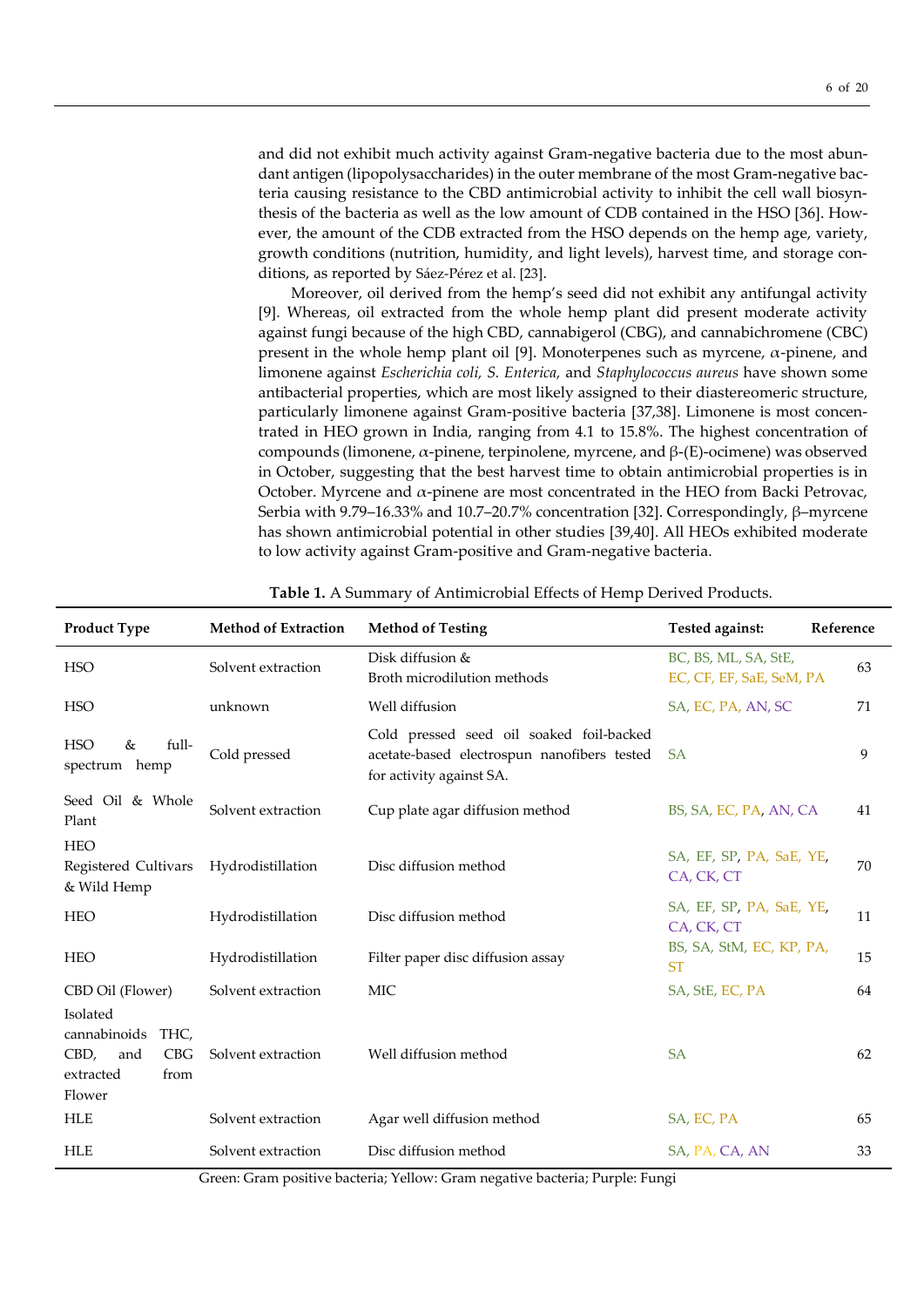and did not exhibit much activity against Gram-negative bacteria due to the most abundant antigen (lipopolysaccharides) in the outer membrane of the most Gram-negative bacteria causing resistance to the CBD antimicrobial activity to inhibit the cell wall biosynthesis of the bacteria as well as the low amount of CDB contained in the HSO [36]. However, the amount of the CDB extracted from the HSO depends on the hemp age, variety, growth conditions (nutrition, humidity, and light levels), harvest time, and storage conditions, as reported by Sáez-Pérez et al. [23].

Moreover, oil derived from the hemp's seed did not exhibit any antifungal activity [9]. Whereas, oil extracted from the whole hemp plant did present moderate activity against fungi because of the high CBD, cannabigerol (CBG), and cannabichromene (CBC) present in the whole hemp plant oil [9]. Monoterpenes such as myrcene, α-pinene, and limonene against *Escherichia coli, S. Enterica,* and *Staphylococcus aureus* have shown some antibacterial properties, which are most likely assigned to their diastereomeric structure, particularly limonene against Gram-positive bacteria [37,38]. Limonene is most concentrated in HEO grown in India, ranging from 4.1 to 15.8%. The highest concentration of compounds (limonene, α-pinene, terpinolene, myrcene, and β-(E)-ocimene) was observed in October, suggesting that the best harvest time to obtain antimicrobial properties is in October. Myrcene and α-pinene are most concentrated in the HEO from Backi Petrovac, Serbia with 9.79–16.33% and 10.7–20.7% concentration [32]. Correspondingly, β–myrcene has shown antimicrobial potential in other studies [39,40]. All HEOs exhibited moderate to low activity against Gram-positive and Gram-negative bacteria.

**Table 1.** A Summary of Antimicrobial Effects of Hemp Derived Products.

| Product Type | Method of Extraction | Method of Testing | Tested against: | Reference |
|---|---|---|---|---|
| HSO | Solvent extraction | Disk diffusion & Broth microdilution methods | BC, BS, ML, SA, StE, EC, CF, EF, SaE, SeM, PA | 63 |
| HSO | unknown | Well diffusion | SA, EC, PA, AN, SC | 71 |
| HSO & full-spectrum hemp | Cold pressed | Cold pressed seed oil soaked foil-backed acetate-based electrospun nanofibers tested for activity against SA. | SA | 9 |
| Seed Oil & Whole Plant | Solvent extraction | Cup plate agar diffusion method | BS, SA, EC, PA, AN, CA | 41 |
| HEO Registered Cultivars & Wild Hemp | Hydrodistillation | Disc diffusion method | SA, EF, SP, PA, SaE, YE, CA, CK, CT | 70 |
| HEO | Hydrodistillation | Disc diffusion method | SA, EF, SP, PA, SaE, YE, CA, CK, CT | 11 |
| HEO | Hydrodistillation | Filter paper disc diffusion assay | BS, SA, StM, EC, KP, PA, ST | 15 |
| CBD Oil (Flower) | Solvent extraction | MIC | SA, StE, EC, PA | 64 |
| Isolated cannabinoids THC, CBD, and CBG extracted from Flower | Solvent extraction | Well diffusion method | SA | 62 |
| HLE | Solvent extraction | Agar well diffusion method | SA, EC, PA | 65 |
| HLE | Solvent extraction | Disc diffusion method | SA, PA, CA, AN | 33 |

Green: Gram positive bacteria; Yellow: Gram negative bacteria; Purple: Fungi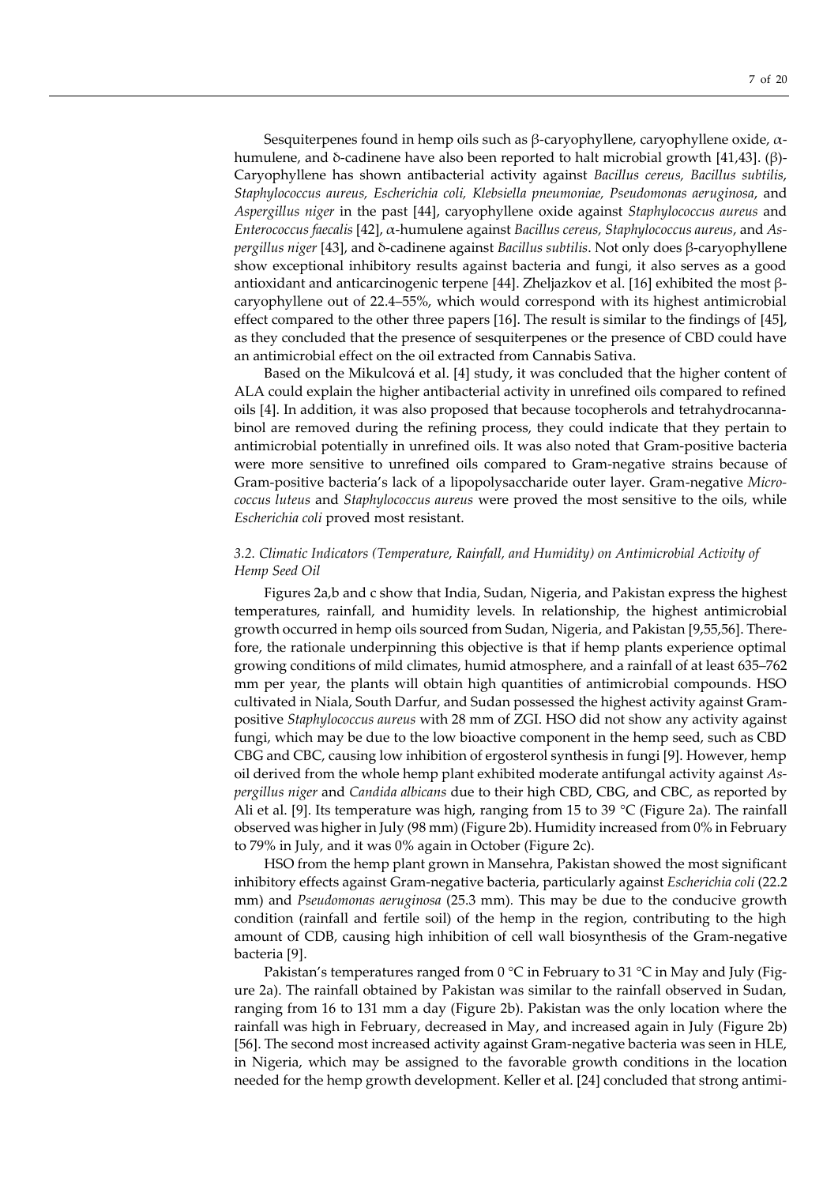Sesquiterpenes found in hemp oils such as β-caryophyllene, caryophyllene oxide, α-humulene, and δ-cadinene have also been reported to halt microbial growth [41,43]. (β)-Caryophyllene has shown antibacterial activity against *Bacillus cereus, Bacillus subtilis, Staphylococcus aureus, Escherichia coli, Klebsiella pneumoniae, Pseudomonas aeruginosa*, and *Aspergillus niger* in the past [44], caryophyllene oxide against *Staphylococcus aureus* and *Enterococcus faecalis* [42], α-humulene against *Bacillus cereus, Staphylococcus aureus*, and *Aspergillus niger* [43], and δ-cadinene against *Bacillus subtilis*. Not only does β-caryophyllene show exceptional inhibitory results against bacteria and fungi, it also serves as a good antioxidant and anticarcinogenic terpene [44]. Zheljazkov et al. [16] exhibited the most β-caryophyllene out of 22.4–55%, which would correspond with its highest antimicrobial effect compared to the other three papers [16]. The result is similar to the findings of [45], as they concluded that the presence of sesquiterpenes or the presence of CBD could have an antimicrobial effect on the oil extracted from Cannabis Sativa.

Based on the Mikulcová et al. [4] study, it was concluded that the higher content of ALA could explain the higher antibacterial activity in unrefined oils compared to refined oils [4]. In addition, it was also proposed that because tocopherols and tetrahydrocannabinol are removed during the refining process, they could indicate that they pertain to antimicrobial potentially in unrefined oils. It was also noted that Gram-positive bacteria were more sensitive to unrefined oils compared to Gram-negative strains because of Gram-positive bacteria's lack of a lipopolysaccharide outer layer. Gram-negative *Micrococcus luteus* and *Staphylococcus aureus* were proved the most sensitive to the oils, while *Escherichia coli* proved most resistant.

### *3.2. Climatic Indicators (Temperature, Rainfall, and Humidity) on Antimicrobial Activity of Hemp Seed Oil*

Figures 2a,b and c show that India, Sudan, Nigeria, and Pakistan express the highest temperatures, rainfall, and humidity levels. In relationship, the highest antimicrobial growth occurred in hemp oils sourced from Sudan, Nigeria, and Pakistan [9,55,56]. Therefore, the rationale underpinning this objective is that if hemp plants experience optimal growing conditions of mild climates, humid atmosphere, and a rainfall of at least 635–762 mm per year, the plants will obtain high quantities of antimicrobial compounds. HSO cultivated in Niala, South Darfur, and Sudan possessed the highest activity against Gram-positive *Staphylococcus aureus* with 28 mm of ZGI. HSO did not show any activity against fungi, which may be due to the low bioactive component in the hemp seed, such as CBD CBG and CBC, causing low inhibition of ergosterol synthesis in fungi [9]. However, hemp oil derived from the whole hemp plant exhibited moderate antifungal activity against *Aspergillus niger* and *Candida albicans* due to their high CBD, CBG, and CBC, as reported by Ali et al. [9]. Its temperature was high, ranging from 15 to 39 °C (Figure 2a). The rainfall observed was higher in July (98 mm) (Figure 2b). Humidity increased from 0% in February to 79% in July, and it was 0% again in October (Figure 2c).

HSO from the hemp plant grown in Mansehra, Pakistan showed the most significant inhibitory effects against Gram-negative bacteria, particularly against *Escherichia coli* (22.2 mm) and *Pseudomonas aeruginosa* (25.3 mm). This may be due to the conducive growth condition (rainfall and fertile soil) of the hemp in the region, contributing to the high amount of CDB, causing high inhibition of cell wall biosynthesis of the Gram-negative bacteria [9].

Pakistan's temperatures ranged from 0 °C in February to 31 °C in May and July (Figure 2a). The rainfall obtained by Pakistan was similar to the rainfall observed in Sudan, ranging from 16 to 131 mm a day (Figure 2b). Pakistan was the only location where the rainfall was high in February, decreased in May, and increased again in July (Figure 2b) [56]. The second most increased activity against Gram-negative bacteria was seen in HLE, in Nigeria, which may be assigned to the favorable growth conditions in the location needed for the hemp growth development. Keller et al. [24] concluded that strong antimi-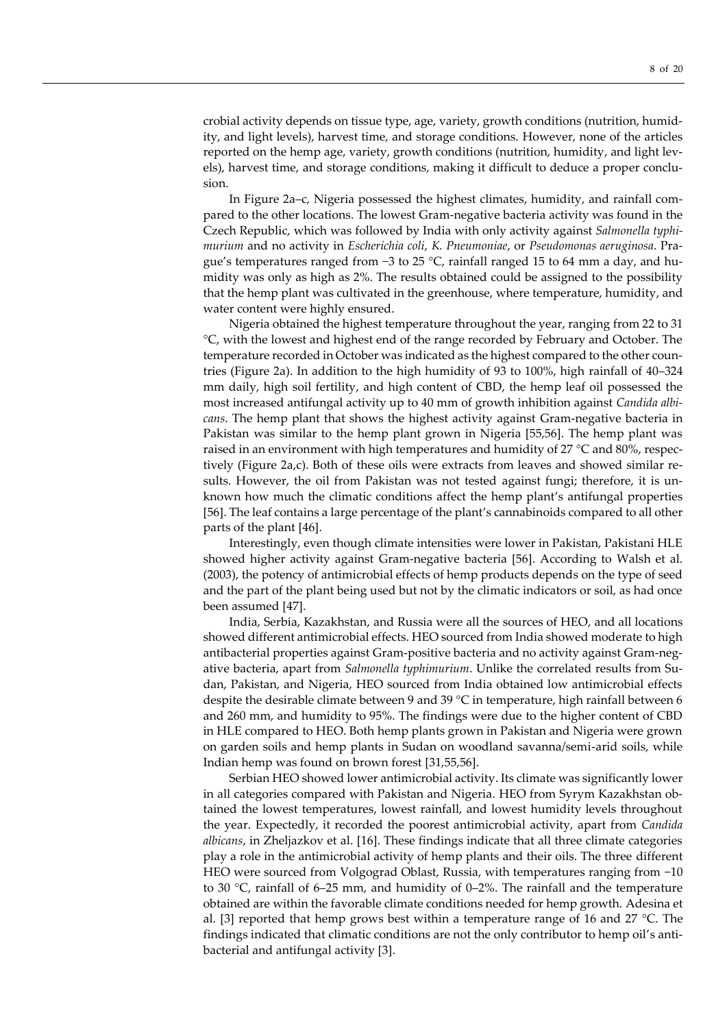crobial activity depends on tissue type, age, variety, growth conditions (nutrition, humidity, and light levels), harvest time, and storage conditions. However, none of the articles reported on the hemp age, variety, growth conditions (nutrition, humidity, and light levels), harvest time, and storage conditions, making it difficult to deduce a proper conclusion.

In Figure 2a–c, Nigeria possessed the highest climates, humidity, and rainfall compared to the other locations. The lowest Gram-negative bacteria activity was found in the Czech Republic, which was followed by India with only activity against *Salmonella typhimurium* and no activity in *Escherichia coli*, *K. Pneumoniae*, or *Pseudomonas aeruginosa*. Prague's temperatures ranged from −3 to 25 °C, rainfall ranged 15 to 64 mm a day, and humidity was only as high as 2%. The results obtained could be assigned to the possibility that the hemp plant was cultivated in the greenhouse, where temperature, humidity, and water content were highly ensured.

Nigeria obtained the highest temperature throughout the year, ranging from 22 to 31 °C, with the lowest and highest end of the range recorded by February and October. The temperature recorded in October was indicated as the highest compared to the other countries (Figure 2a). In addition to the high humidity of 93 to 100%, high rainfall of 40–324 mm daily, high soil fertility, and high content of CBD, the hemp leaf oil possessed the most increased antifungal activity up to 40 mm of growth inhibition against *Candida albicans*. The hemp plant that shows the highest activity against Gram-negative bacteria in Pakistan was similar to the hemp plant grown in Nigeria [55,56]. The hemp plant was raised in an environment with high temperatures and humidity of 27 °C and 80%, respectively (Figure 2a,c). Both of these oils were extracts from leaves and showed similar results. However, the oil from Pakistan was not tested against fungi; therefore, it is unknown how much the climatic conditions affect the hemp plant's antifungal properties [56]. The leaf contains a large percentage of the plant's cannabinoids compared to all other parts of the plant [46].

Interestingly, even though climate intensities were lower in Pakistan, Pakistani HLE showed higher activity against Gram-negative bacteria [56]. According to Walsh et al. (2003), the potency of antimicrobial effects of hemp products depends on the type of seed and the part of the plant being used but not by the climatic indicators or soil, as had once been assumed [47].

India, Serbia, Kazakhstan, and Russia were all the sources of HEO, and all locations showed different antimicrobial effects. HEO sourced from India showed moderate to high antibacterial properties against Gram-positive bacteria and no activity against Gram-negative bacteria, apart from *Salmonella typhimurium*. Unlike the correlated results from Sudan, Pakistan, and Nigeria, HEO sourced from India obtained low antimicrobial effects despite the desirable climate between 9 and 39 °C in temperature, high rainfall between 6 and 260 mm, and humidity to 95%. The findings were due to the higher content of CBD in HLE compared to HEO. Both hemp plants grown in Pakistan and Nigeria were grown on garden soils and hemp plants in Sudan on woodland savanna/semi-arid soils, while Indian hemp was found on brown forest [31,55,56].

Serbian HEO showed lower antimicrobial activity. Its climate was significantly lower in all categories compared with Pakistan and Nigeria. HEO from Syrym Kazakhstan obtained the lowest temperatures, lowest rainfall, and lowest humidity levels throughout the year. Expectedly, it recorded the poorest antimicrobial activity, apart from *Candida albicans*, in Zheljazkov et al. [16]. These findings indicate that all three climate categories play a role in the antimicrobial activity of hemp plants and their oils. The three different HEO were sourced from Volgograd Oblast, Russia, with temperatures ranging from −10 to 30 °C, rainfall of 6–25 mm, and humidity of 0–2%. The rainfall and the temperature obtained are within the favorable climate conditions needed for hemp growth. Adesina et al. [3] reported that hemp grows best within a temperature range of 16 and 27 °C. The findings indicated that climatic conditions are not the only contributor to hemp oil's antibacterial and antifungal activity [3].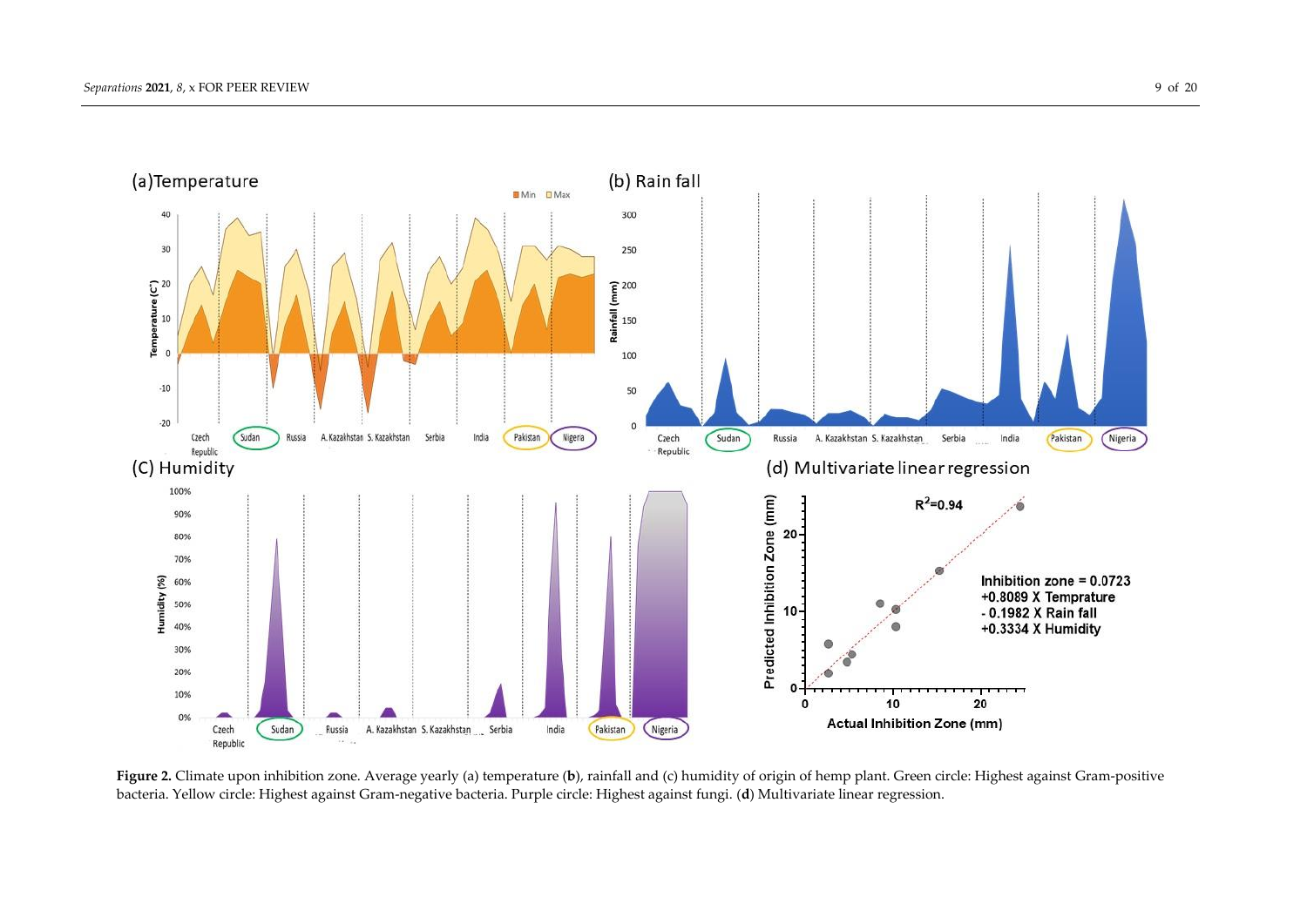**Figure 2.** Climate upon inhibition zone. Average yearly (a) temperature (**b**), rainfall and (c) humidity of origin of hemp plant. Green circle: Highest against Gram-positive bacteria. Yellow circle: Highest against Gram-negative bacteria. Purple circle: Highest against fungi. (**d**) Multivariate linear regression.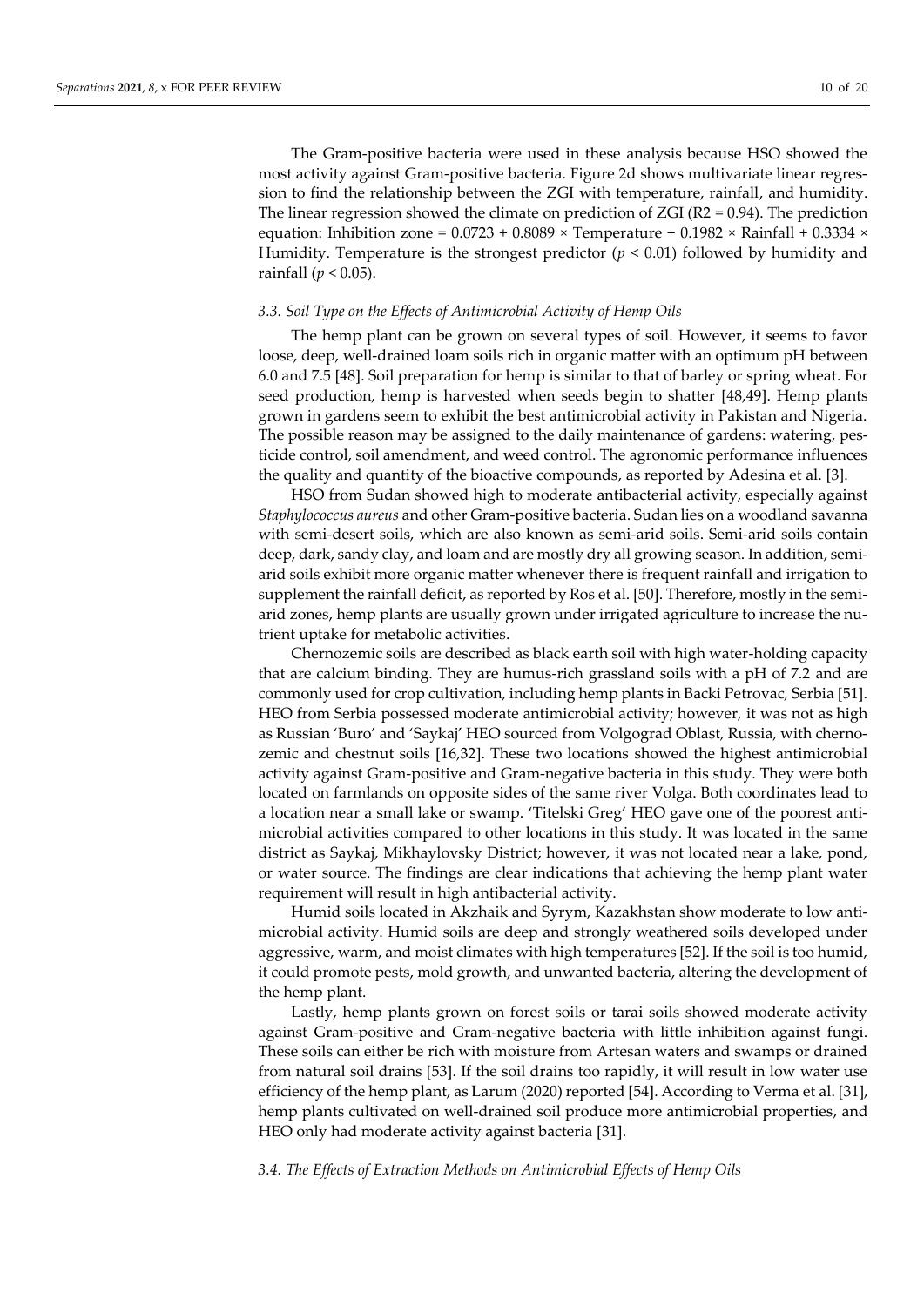The Gram-positive bacteria were used in these analysis because HSO showed the most activity against Gram-positive bacteria. Figure 2d shows multivariate linear regression to find the relationship between the ZGI with temperature, rainfall, and humidity. The linear regression showed the climate on prediction of ZGI ($R2 = 0.94$). The prediction equation: Inhibition zone = 0.0723 + 0.8089 × Temperature − 0.1982 × Rainfall + 0.3334 × Humidity. Temperature is the strongest predictor ($p < 0.01$) followed by humidity and rainfall ($p < 0.05$).

### 3.3. Soil Type on the Effects of Antimicrobial Activity of Hemp Oils

The hemp plant can be grown on several types of soil. However, it seems to favor loose, deep, well-drained loam soils rich in organic matter with an optimum pH between 6.0 and 7.5 [48]. Soil preparation for hemp is similar to that of barley or spring wheat. For seed production, hemp is harvested when seeds begin to shatter [48,49]. Hemp plants grown in gardens seem to exhibit the best antimicrobial activity in Pakistan and Nigeria. The possible reason may be assigned to the daily maintenance of gardens: watering, pesticide control, soil amendment, and weed control. The agronomic performance influences the quality and quantity of the bioactive compounds, as reported by Adesina et al. [3].

HSO from Sudan showed high to moderate antibacterial activity, especially against *Staphylococcus aureus* and other Gram-positive bacteria. Sudan lies on a woodland savanna with semi-desert soils, which are also known as semi-arid soils. Semi-arid soils contain deep, dark, sandy clay, and loam and are mostly dry all growing season. In addition, semi-arid soils exhibit more organic matter whenever there is frequent rainfall and irrigation to supplement the rainfall deficit, as reported by Ros et al. [50]. Therefore, mostly in the semi-arid zones, hemp plants are usually grown under irrigated agriculture to increase the nutrient uptake for metabolic activities.

Chernozemic soils are described as black earth soil with high water-holding capacity that are calcium binding. They are humus-rich grassland soils with a pH of 7.2 and are commonly used for crop cultivation, including hemp plants in Backi Petrovac, Serbia [51]. HEO from Serbia possessed moderate antimicrobial activity; however, it was not as high as Russian 'Buro' and 'Saykaj' HEO sourced from Volgograd Oblast, Russia, with chernozemic and chestnut soils [16,32]. These two locations showed the highest antimicrobial activity against Gram-positive and Gram-negative bacteria in this study. They were both located on farmlands on opposite sides of the same river Volga. Both coordinates lead to a location near a small lake or swamp. 'Titelski Greg' HEO gave one of the poorest antimicrobial activities compared to other locations in this study. It was located in the same district as Saykaj, Mikhaylovsky District; however, it was not located near a lake, pond, or water source. The findings are clear indications that achieving the hemp plant water requirement will result in high antibacterial activity.

Humid soils located in Akzhaik and Syrym, Kazakhstan show moderate to low antimicrobial activity. Humid soils are deep and strongly weathered soils developed under aggressive, warm, and moist climates with high temperatures [52]. If the soil is too humid, it could promote pests, mold growth, and unwanted bacteria, altering the development of the hemp plant.

Lastly, hemp plants grown on forest soils or tarai soils showed moderate activity against Gram-positive and Gram-negative bacteria with little inhibition against fungi. These soils can either be rich with moisture from Artesan waters and swamps or drained from natural soil drains [53]. If the soil drains too rapidly, it will result in low water use efficiency of the hemp plant, as Larum (2020) reported [54]. According to Verma et al. [31], hemp plants cultivated on well-drained soil produce more antimicrobial properties, and HEO only had moderate activity against bacteria [31].

### 3.4. The Effects of Extraction Methods on Antimicrobial Effects of Hemp Oils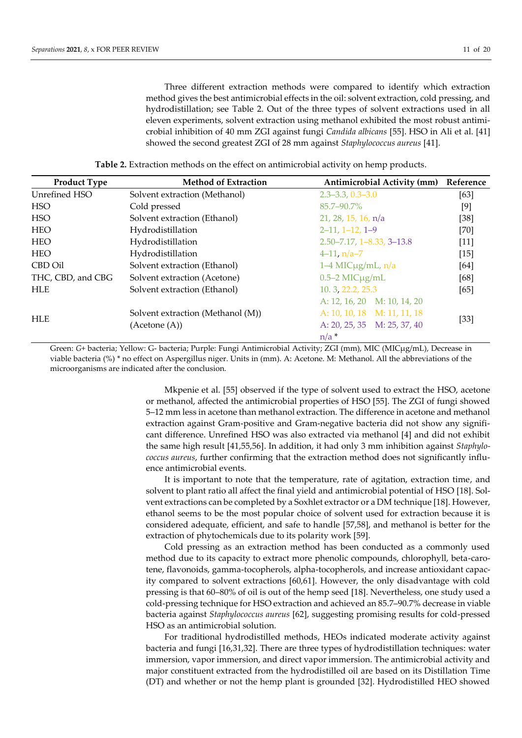Three different extraction methods were compared to identify which extraction method gives the best antimicrobial effects in the oil: solvent extraction, cold pressing, and hydrodistillation; see Table 2. Out of the three types of solvent extractions used in all eleven experiments, solvent extraction using methanol exhibited the most robust antimicrobial inhibition of 40 mm ZGI against fungi *Candida albicans* [55]. HSO in Ali et al. [41] showed the second greatest ZGI of 28 mm against *Staphylococcus aureus* [41].

**Table 2.** Extraction methods on the effect on antimicrobial activity on hemp products.

| Product Type | Method of Extraction | Antimicrobial Activity (mm) | Reference |
|---|---|---|---|
| Unrefined HSO | Solvent extraction (Methanol) | 2.3–3.3, 0.3–3.0 | [63] |
| HSO | Cold pressed | 85.7–90.7% | [9] |
| HSO | Solvent extraction (Ethanol) | 21, 28, 15, 16, n/a | [38] |
| HEO | Hydrodistillation | 2–11, 1–12, 1–9 | [70] |
| HEO | Hydrodistillation | 2.50–7.17, 1–8.33, 3–13.8 | [11] |
| HEO | Hydrodistillation | 4–11, n/a–7 | [15] |
| CBD Oil | Solvent extraction (Ethanol) | 1–4 MICμg/mL, n/a | [64] |
| THC, CBD, and CBG | Solvent extraction (Acetone) | 0.5–2 MICμg/mL | [68] |
| HLE | Solvent extraction (Ethanol) | 10. 3, 22.2, 25.3 | [65] |
| HLE | Solvent extraction (Methanol (M)) (Acetone (A)) | A: 12, 16, 20 M: 10, 14, 20<br>A: 10, 10, 18 M: 11, 11, 18<br>A: 20, 25, 35 M: 25, 37, 40<br>n/a * | [33] |

Green: *G*+ bacteria; Yellow: G- bacteria; Purple: Fungi Antimicrobial Activity; ZGI (mm), MIC (MICμg/mL), Decrease in viable bacteria (%) * no effect on Aspergillus niger. Units in (mm). A: Acetone. M: Methanol. All the abbreviations of the microorganisms are indicated after the conclusion.

Mkpenie et al. [55] observed if the type of solvent used to extract the HSO, acetone or methanol, affected the antimicrobial properties of HSO [55]. The ZGI of fungi showed 5–12 mm less in acetone than methanol extraction. The difference in acetone and methanol extraction against Gram-positive and Gram-negative bacteria did not show any significant difference. Unrefined HSO was also extracted via methanol [4] and did not exhibit the same high result [41,55,56]. In addition, it had only 3 mm inhibition against *Staphylococcus aureus*, further confirming that the extraction method does not significantly influence antimicrobial events.

It is important to note that the temperature, rate of agitation, extraction time, and solvent to plant ratio all affect the final yield and antimicrobial potential of HSO [18]. Solvent extractions can be completed by a Soxhlet extractor or a DM technique [18]. However, ethanol seems to be the most popular choice of solvent used for extraction because it is considered adequate, efficient, and safe to handle [57,58], and methanol is better for the extraction of phytochemicals due to its polarity work [59].

Cold pressing as an extraction method has been conducted as a commonly used method due to its capacity to extract more phenolic compounds, chlorophyll, beta-carotene, flavonoids, gamma-tocopherols, alpha-tocopherols, and increase antioxidant capacity compared to solvent extractions [60,61]. However, the only disadvantage with cold pressing is that 60–80% of oil is out of the hemp seed [18]. Nevertheless, one study used a cold-pressing technique for HSO extraction and achieved an 85.7–90.7% decrease in viable bacteria against *Staphylococcus aureus* [62], suggesting promising results for cold-pressed HSO as an antimicrobial solution.

For traditional hydrodistilled methods, HEOs indicated moderate activity against bacteria and fungi [16,31,32]. There are three types of hydrodistillation techniques: water immersion, vapor immersion, and direct vapor immersion. The antimicrobial activity and major constituent extracted from the hydrodistilled oil are based on its Distillation Time (DT) and whether or not the hemp plant is grounded [32]. Hydrodistilled HEO showed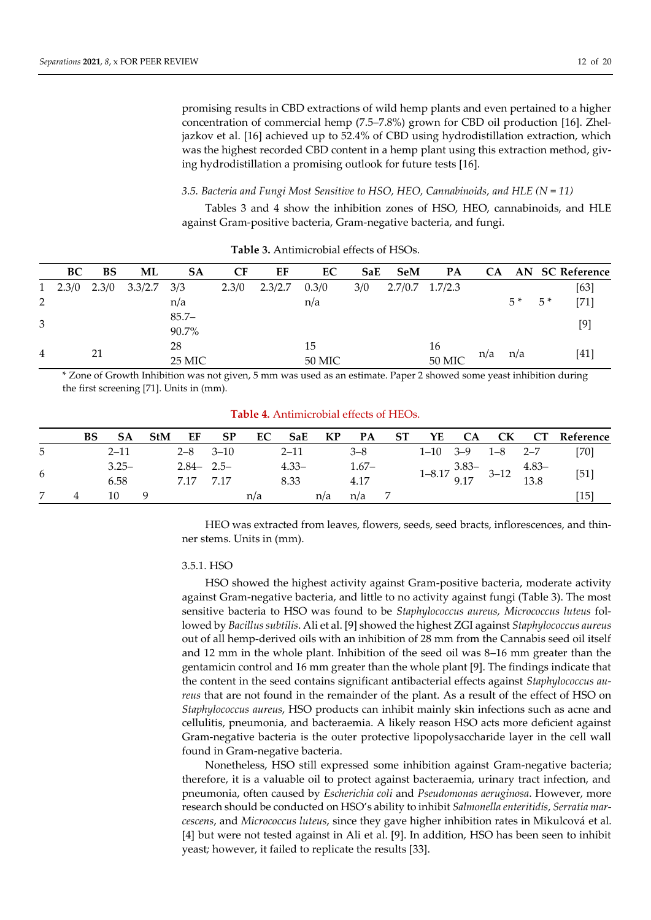promising results in CBD extractions of wild hemp plants and even pertained to a higher concentration of commercial hemp (7.5–7.8%) grown for CBD oil production [16]. Zheljazkov et al. [16] achieved up to 52.4% of CBD using hydrodistillation extraction, which was the highest recorded CBD content in a hemp plant using this extraction method, giving hydrodistillation a promising outlook for future tests [16].

### 3.5. Bacteria and Fungi Most Sensitive to HSO, HEO, Cannabinoids, and HLE (N = 11)

Tables 3 and 4 show the inhibition zones of HSO, HEO, cannabinoids, and HLE against Gram-positive bacteria, Gram-negative bacteria, and fungi.

**Table 3.** Antimicrobial effects of HSOs.

| | BC | BS | ML | SA | CF | EF | EC | SaE | SeM | PA | CA | AN | SC | Reference |
|---|---|---|---|---|---|---|---|---|---|---|---|---|---|---|
| 1 | 2.3/0 | 2.3/0 | 3.3/2.7 | 3/3 | 2.3/0 | 2.3/2.7 | 0.3/0 | 3/0 | 2.7/0.7 | 1.7/2.3 | | | | [63] |
| 2 | | | | n/a | | | n/a | | | | | 5 * | 5 * | [71] |
| 3 | | | | 85.7–90.7% | | | | | | | | | | [9] |
| 4 | | 21 | | 28 25 MIC | | | 15 50 MIC | | | 16 50 MIC | n/a | n/a | | [41] |

\* Zone of Growth Inhibition was not given, 5 mm was used as an estimate. Paper 2 showed some yeast inhibition during the first screening [71]. Units in (mm).

**Table 4.** Antimicrobial effects of HEOs.

| | BS | SA | StM | EF | SP | EC | SaE | KP | PA | ST | YE | CA | CK | CT | Reference |
|---|---|---|---|---|---|---|---|---|---|---|---|---|---|---|---|
| 5 | | 2–11 | | 2–8 | 3–10 | | 2–11 | | 3–8 | | 1–10 | 3–9 | 1–8 | 2–7 | [70] |
| 6 | | 3.25–6.58 | | 2.84–7.17 | 2.5–7.17 | | 4.33–8.33 | | 1.67–4.17 | | 1–8.17 | 3.83–9.17 | 3–12 | 4.83–13.8 | [51] |
| 7 | 4 | 10 | 9 | | | n/a | | n/a | n/a | 7 | | | | | [15] |

HEO was extracted from leaves, flowers, seeds, seed bracts, inflorescences, and thinner stems. Units in (mm).

#### 3.5.1. HSO

HSO showed the highest activity against Gram-positive bacteria, moderate activity against Gram-negative bacteria, and little to no activity against fungi (Table 3). The most sensitive bacteria to HSO was found to be *Staphylococcus aureus, Micrococcus luteus* followed by *Bacillus subtilis*. Ali et al. [9] showed the highest ZGI against *Staphylococcus aureus* out of all hemp-derived oils with an inhibition of 28 mm from the Cannabis seed oil itself and 12 mm in the whole plant. Inhibition of the seed oil was 8–16 mm greater than the gentamicin control and 16 mm greater than the whole plant [9]. The findings indicate that the content in the seed contains significant antibacterial effects against *Staphylococcus aureus* that are not found in the remainder of the plant. As a result of the effect of HSO on *Staphylococcus aureus*, HSO products can inhibit mainly skin infections such as acne and cellulitis, pneumonia, and bacteraemia. A likely reason HSO acts more deficient against Gram-negative bacteria is the outer protective lipopolysaccharide layer in the cell wall found in Gram-negative bacteria.

Nonetheless, HSO still expressed some inhibition against Gram-negative bacteria; therefore, it is a valuable oil to protect against bacteraemia, urinary tract infection, and pneumonia, often caused by *Escherichia coli* and *Pseudomonas aeruginosa*. However, more research should be conducted on HSO's ability to inhibit *Salmonella enteritidis*, *Serratia marcescens*, and *Micrococcus luteus*, since they gave higher inhibition rates in Mikulcová et al. [4] but were not tested against in Ali et al. [9]. In addition, HSO has been seen to inhibit yeast; however, it failed to replicate the results [33].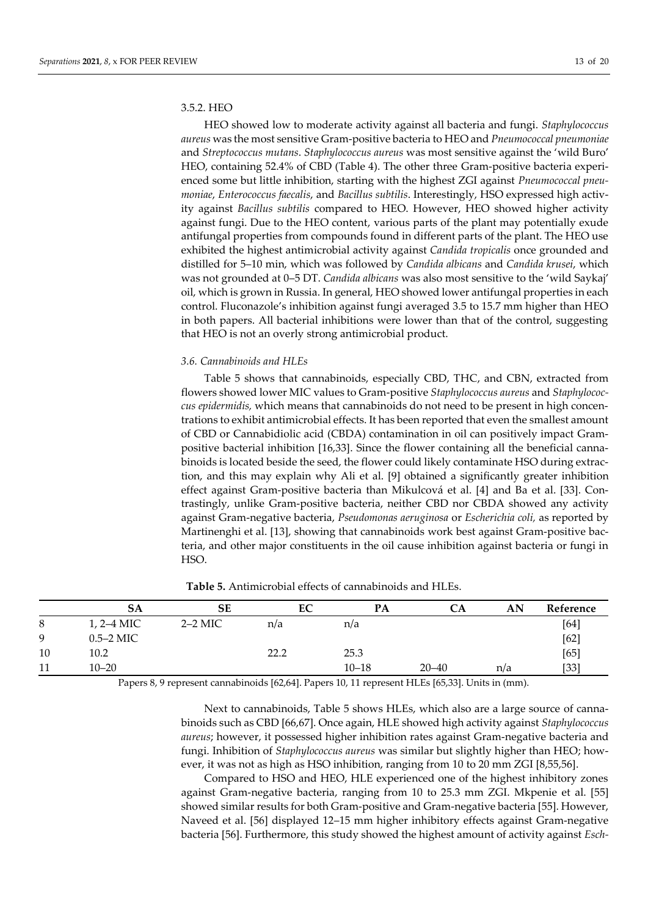### 3.5.2. HEO

HEO showed low to moderate activity against all bacteria and fungi. *Staphylococcus aureus* was the most sensitive Gram-positive bacteria to HEO and *Pneumococcal pneumoniae* and *Streptococcus mutans*. *Staphylococcus aureus* was most sensitive against the 'wild Buro' HEO, containing 52.4% of CBD (Table 4). The other three Gram-positive bacteria experienced some but little inhibition, starting with the highest ZGI against *Pneumococcal pneumoniae*, *Enterococcus faecalis*, and *Bacillus subtilis*. Interestingly, HSO expressed high activity against *Bacillus subtilis* compared to HEO. However, HEO showed higher activity against fungi. Due to the HEO content, various parts of the plant may potentially exude antifungal properties from compounds found in different parts of the plant. The HEO use exhibited the highest antimicrobial activity against *Candida tropicalis* once grounded and distilled for 5–10 min, which was followed by *Candida albicans* and *Candida krusei*, which was not grounded at 0–5 DT. *Candida albicans* was also most sensitive to the 'wild Saykaj' oil, which is grown in Russia. In general, HEO showed lower antifungal properties in each control. Fluconazole's inhibition against fungi averaged 3.5 to 15.7 mm higher than HEO in both papers. All bacterial inhibitions were lower than that of the control, suggesting that HEO is not an overly strong antimicrobial product.

### *3.6. Cannabinoids and HLEs*

Table 5 shows that cannabinoids, especially CBD, THC, and CBN, extracted from flowers showed lower MIC values to Gram-positive *Staphylococcus aureus* and *Staphylococcus epidermidis,* which means that cannabinoids do not need to be present in high concentrations to exhibit antimicrobial effects. It has been reported that even the smallest amount of CBD or Cannabidiolic acid (CBDA) contamination in oil can positively impact Gram-positive bacterial inhibition [16,33]. Since the flower containing all the beneficial cannabinoids is located beside the seed, the flower could likely contaminate HSO during extraction, and this may explain why Ali et al. [9] obtained a significantly greater inhibition effect against Gram-positive bacteria than Mikulcová et al. [4] and Ba et al. [33]. Contrastingly, unlike Gram-positive bacteria, neither CBD nor CBDA showed any activity against Gram-negative bacteria, *Pseudomonas aeruginosa* or *Escherichia coli,* as reported by Martinenghi et al. [13], showing that cannabinoids work best against Gram-positive bacteria, and other major constituents in the oil cause inhibition against bacteria or fungi in HSO.

**Table 5.** Antimicrobial effects of cannabinoids and HLEs.

| | SA | SE | EC | PA | CA | AN | Reference |
|---|---|---|---|---|---|---|---|
| 8 | 1, 2–4 MIC | 2–2 MIC | n/a | n/a | | | [64] |
| 9 | 0.5–2 MIC | | | | | | [62] |
| 10 | 10.2 | | 22.2 | 25.3 | | | [65] |
| 11 | 10–20 | | | 10–18 | 20–40 | n/a | [33] |

Papers 8, 9 represent cannabinoids [62,64]. Papers 10, 11 represent HLEs [65,33]. Units in (mm).

Next to cannabinoids, Table 5 shows HLEs, which also are a large source of cannabinoids such as CBD [66,67]. Once again, HLE showed high activity against *Staphylococcus aureus*; however, it possessed higher inhibition rates against Gram-negative bacteria and fungi. Inhibition of *Staphylococcus aureus* was similar but slightly higher than HEO; however, it was not as high as HSO inhibition, ranging from 10 to 20 mm ZGI [8,55,56].

Compared to HSO and HEO, HLE experienced one of the highest inhibitory zones against Gram-negative bacteria, ranging from 10 to 25.3 mm ZGI. Mkpenie et al. [55] showed similar results for both Gram-positive and Gram-negative bacteria [55]. However, Naveed et al. [56] displayed 12–15 mm higher inhibitory effects against Gram-negative bacteria [56]. Furthermore, this study showed the highest amount of activity against *Esch-*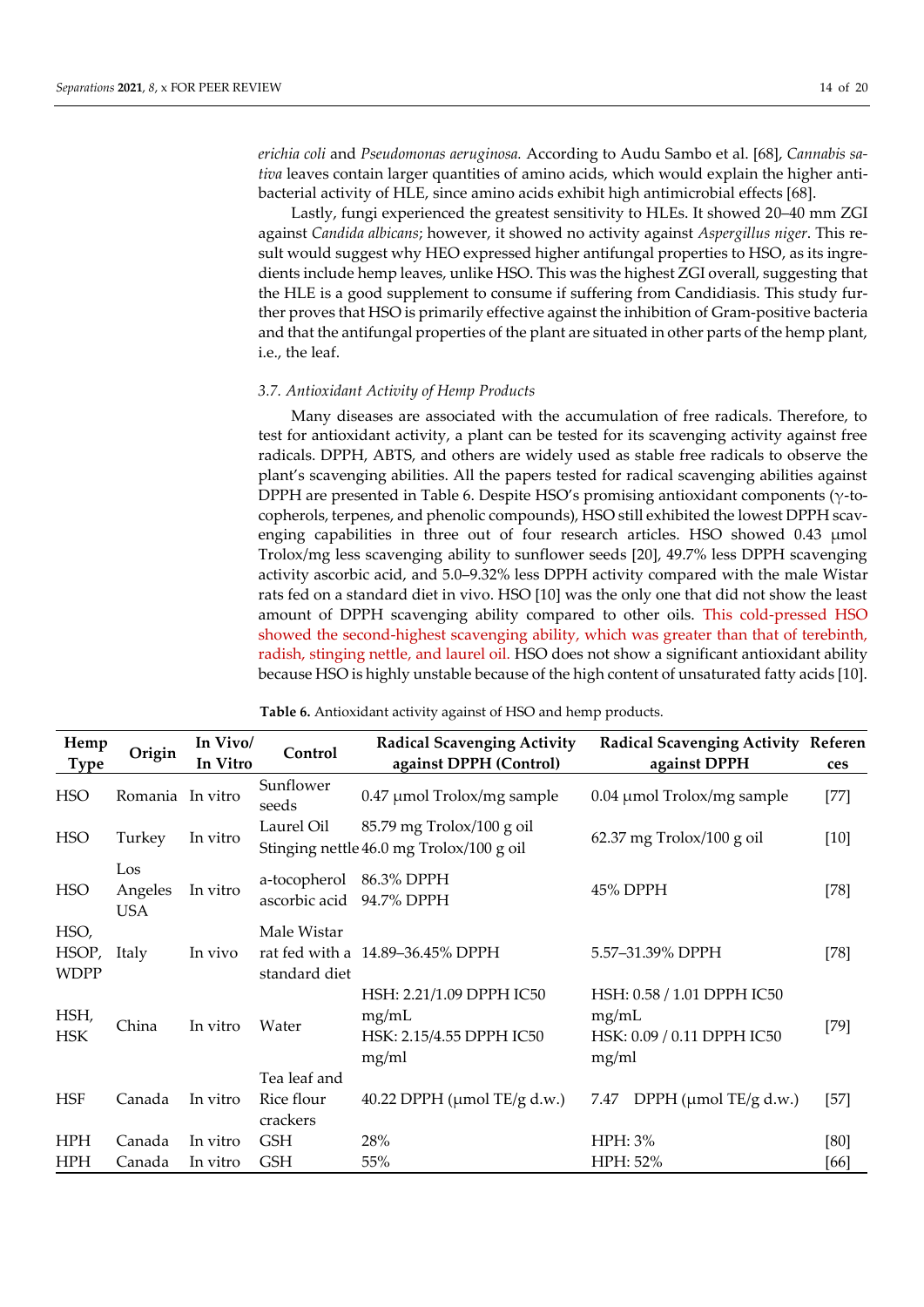*erichia coli* and *Pseudomonas aeruginosa.* According to Audu Sambo et al. [68], *Cannabis sativa* leaves contain larger quantities of amino acids, which would explain the higher antibacterial activity of HLE, since amino acids exhibit high antimicrobial effects [68].

Lastly, fungi experienced the greatest sensitivity to HLEs. It showed 20–40 mm ZGI against *Candida albicans*; however, it showed no activity against *Aspergillus niger*. This result would suggest why HEO expressed higher antifungal properties to HSO, as its ingredients include hemp leaves, unlike HSO. This was the highest ZGI overall, suggesting that the HLE is a good supplement to consume if suffering from Candidiasis. This study further proves that HSO is primarily effective against the inhibition of Gram-positive bacteria and that the antifungal properties of the plant are situated in other parts of the hemp plant, i.e., the leaf.

### 3.7. Antioxidant Activity of Hemp Products

Many diseases are associated with the accumulation of free radicals. Therefore, to test for antioxidant activity, a plant can be tested for its scavenging activity against free radicals. DPPH, ABTS, and others are widely used as stable free radicals to observe the plant's scavenging abilities. All the papers tested for radical scavenging abilities against DPPH are presented in Table 6. Despite HSO's promising antioxidant components ($\gamma$-tocopherols, terpenes, and phenolic compounds), HSO still exhibited the lowest DPPH scavenging capabilities in three out of four research articles. HSO showed 0.43 μmol Trolox/mg less scavenging ability to sunflower seeds [20], 49.7% less DPPH scavenging activity ascorbic acid, and 5.0–9.32% less DPPH activity compared with the male Wistar rats fed on a standard diet in vivo. HSO [10] was the only one that did not show the least amount of DPPH scavenging ability compared to other oils. This cold-pressed HSO showed the second-highest scavenging ability, which was greater than that of terebinth, radish, stinging nettle, and laurel oil. HSO does not show a significant antioxidant ability because HSO is highly unstable because of the high content of unsaturated fatty acids [10].

**Table 6.** Antioxidant activity against of HSO and hemp products.

| Hemp Type | Origin | In Vivo/ In Vitro | Control | Radical Scavenging Activity against DPPH (Control) | Radical Scavenging Activity against DPPH | References |
|---|---|---|---|---|---|---|
| HSO | Romania | In vitro | Sunflower seeds | 0.47 μmol Trolox/mg sample | 0.04 μmol Trolox/mg sample | [77] |
| HSO | Turkey | In vitro | Laurel Oil<br>Stinging nettle | 85.79 mg Trolox/100 g oil<br>46.0 mg Trolox/100 g oil | 62.37 mg Trolox/100 g oil | [10] |
| HSO | Los Angeles USA | In vitro | a-tocopherol<br>ascorbic acid | 86.3% DPPH<br>94.7% DPPH | 45% DPPH | [78] |
| HSO, HSOP, WDPP | Italy | In vivo | Male Wistar rat fed with a standard diet | 14.89–36.45% DPPH | 5.57–31.39% DPPH | [78] |
| HSH, HSK | China | In vitro | Water | HSH: 2.21/1.09 DPPH IC50 mg/mL<br>HSK: 2.15/4.55 DPPH IC50 mg/ml | HSH: 0.58 / 1.01 DPPH IC50 mg/mL<br>HSK: 0.09 / 0.11 DPPH IC50 mg/ml | [79] |
| HSF | Canada | In vitro | Tea leaf and Rice flour crackers | 40.22 DPPH (μmol TE/g d.w.) | 7.47 DPPH (μmol TE/g d.w.) | [57] |
| HPH | Canada | In vitro | GSH | 28% | HPH: 3% | [80] |
| HPH | Canada | In vitro | GSH | 55% | HPH: 52% | [66] |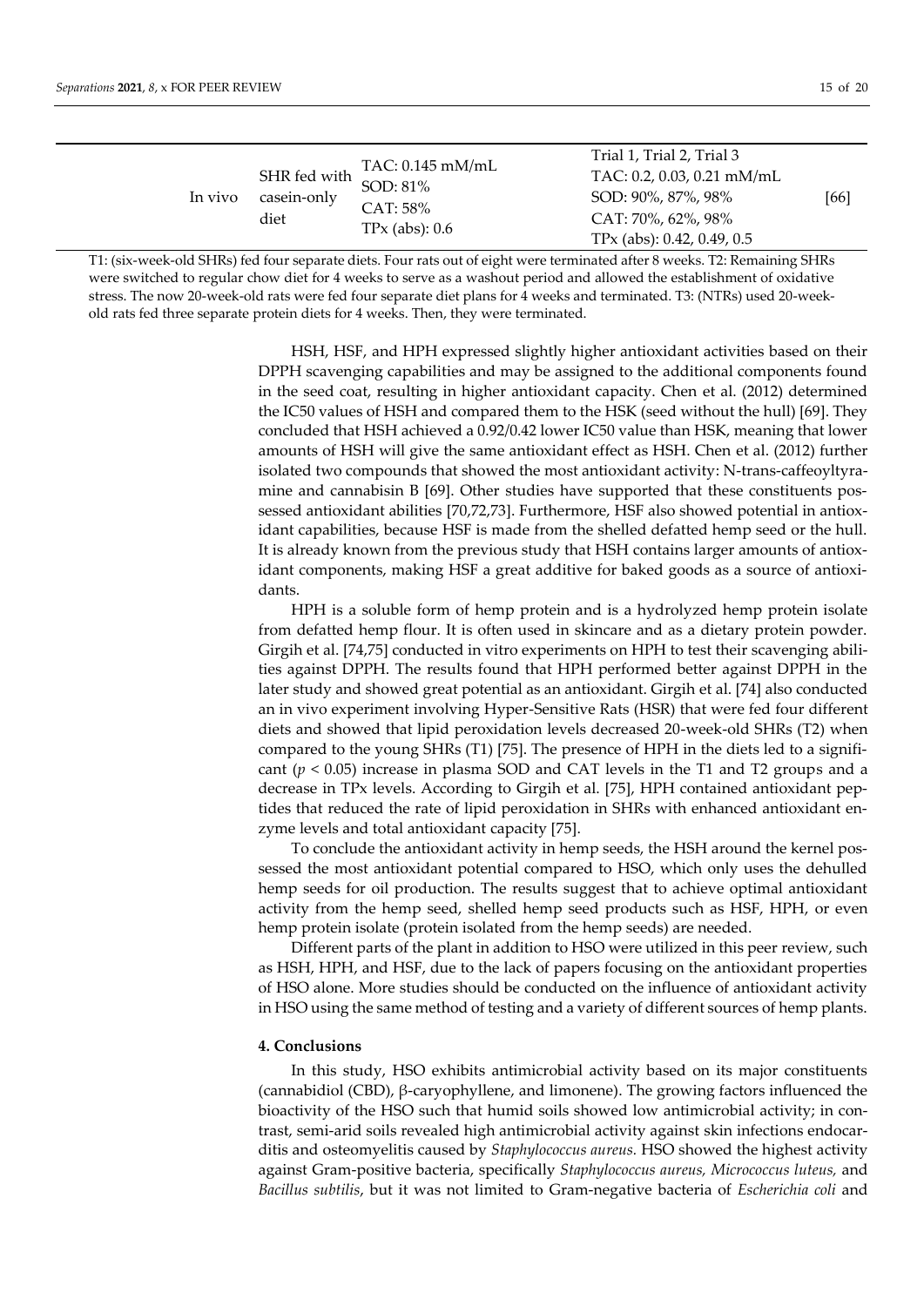| | | | | |
|---|---|---|---|---|
| In vivo | SHR fed with casein-only diet | TAC: 0.145 mM/mL<br>SOD: 81%<br>CAT: 58%<br>TPx (abs): 0.6 | Trial 1, Trial 2, Trial 3<br>TAC: 0.2, 0.03, 0.21 mM/mL<br>SOD: 90%, 87%, 98%<br>CAT: 70%, 62%, 98%<br>TPx (abs): 0.42, 0.49, 0.5 | [66] |

T1: (six-week-old SHRs) fed four separate diets. Four rats out of eight were terminated after 8 weeks. T2: Remaining SHRs were switched to regular chow diet for 4 weeks to serve as a washout period and allowed the establishment of oxidative stress. The now 20-week-old rats were fed four separate diet plans for 4 weeks and terminated. T3: (NTRs) used 20-week-old rats fed three separate protein diets for 4 weeks. Then, they were terminated.

HSH, HSF, and HPH expressed slightly higher antioxidant activities based on their DPPH scavenging capabilities and may be assigned to the additional components found in the seed coat, resulting in higher antioxidant capacity. Chen et al. (2012) determined the IC50 values of HSH and compared them to the HSK (seed without the hull) [69]. They concluded that HSH achieved a 0.92/0.42 lower IC50 value than HSK, meaning that lower amounts of HSH will give the same antioxidant effect as HSH. Chen et al. (2012) further isolated two compounds that showed the most antioxidant activity: N-trans-caffeoyltyramine and cannabisin B [69]. Other studies have supported that these constituents possessed antioxidant abilities [70,72,73]. Furthermore, HSF also showed potential in antioxidant capabilities, because HSF is made from the shelled defatted hemp seed or the hull. It is already known from the previous study that HSH contains larger amounts of antioxidant components, making HSF a great additive for baked goods as a source of antioxidants.

HPH is a soluble form of hemp protein and is a hydrolyzed hemp protein isolate from defatted hemp flour. It is often used in skincare and as a dietary protein powder. Girgih et al. [74,75] conducted in vitro experiments on HPH to test their scavenging abilities against DPPH. The results found that HPH performed better against DPPH in the later study and showed great potential as an antioxidant. Girgih et al. [74] also conducted an in vivo experiment involving Hyper-Sensitive Rats (HSR) that were fed four different diets and showed that lipid peroxidation levels decreased 20-week-old SHRs (T2) when compared to the young SHRs (T1) [75]. The presence of HPH in the diets led to a significant ($p < 0.05$) increase in plasma SOD and CAT levels in the T1 and T2 groups and a decrease in TPx levels. According to Girgih et al. [75], HPH contained antioxidant peptides that reduced the rate of lipid peroxidation in SHRs with enhanced antioxidant enzyme levels and total antioxidant capacity [75].

To conclude the antioxidant activity in hemp seeds, the HSH around the kernel possessed the most antioxidant potential compared to HSO, which only uses the dehulled hemp seeds for oil production. The results suggest that to achieve optimal antioxidant activity from the hemp seed, shelled hemp seed products such as HSF, HPH, or even hemp protein isolate (protein isolated from the hemp seeds) are needed.

Different parts of the plant in addition to HSO were utilized in this peer review, such as HSH, HPH, and HSF, due to the lack of papers focusing on the antioxidant properties of HSO alone. More studies should be conducted on the influence of antioxidant activity in HSO using the same method of testing and a variety of different sources of hemp plants.

## 4. Conclusions

In this study, HSO exhibits antimicrobial activity based on its major constituents (cannabidiol (CBD), β-caryophyllene, and limonene). The growing factors influenced the bioactivity of the HSO such that humid soils showed low antimicrobial activity; in contrast, semi-arid soils revealed high antimicrobial activity against skin infections endocarditis and osteomyelitis caused by *Staphylococcus aureus*. HSO showed the highest activity against Gram-positive bacteria, specifically *Staphylococcus aureus, Micrococcus luteus,* and *Bacillus subtilis*, but it was not limited to Gram-negative bacteria of *Escherichia coli* and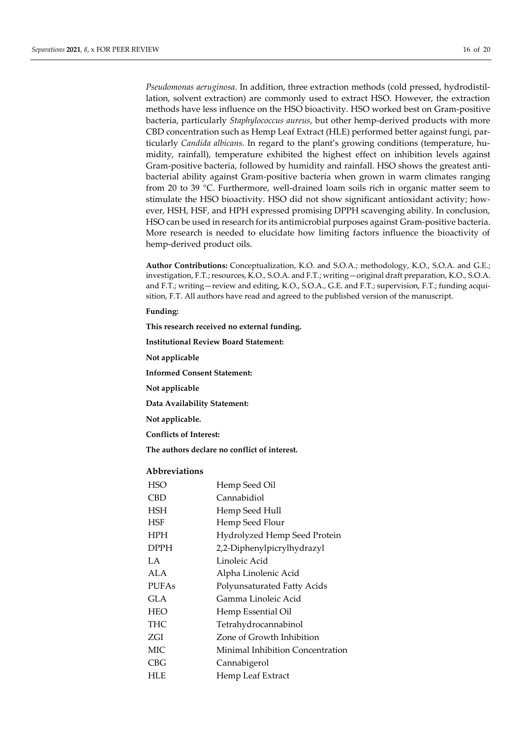*Pseudomonas aeruginosa*. In addition, three extraction methods (cold pressed, hydrodistillation, solvent extraction) are commonly used to extract HSO. However, the extraction methods have less influence on the HSO bioactivity. HSO worked best on Gram-positive bacteria, particularly *Staphylococcus aureus*, but other hemp-derived products with more CBD concentration such as Hemp Leaf Extract (HLE) performed better against fungi, particularly *Candida albicans*. In regard to the plant's growing conditions (temperature, humidity, rainfall), temperature exhibited the highest effect on inhibition levels against Gram-positive bacteria, followed by humidity and rainfall. HSO shows the greatest antibacterial ability against Gram-positive bacteria when grown in warm climates ranging from 20 to 39 °C. Furthermore, well-drained loam soils rich in organic matter seem to stimulate the HSO bioactivity. HSO did not show significant antioxidant activity; however, HSH, HSF, and HPH expressed promising DPPH scavenging ability. In conclusion, HSO can be used in research for its antimicrobial purposes against Gram-positive bacteria. More research is needed to elucidate how limiting factors influence the bioactivity of hemp-derived product oils.

**Author Contributions:** Conceptualization, K.O. and S.O.A.; methodology, K.O., S.O.A. and G.E.; investigation, F.T.; resources, K.O., S.O.A. and F.T.; writing—original draft preparation, K.O., S.O.A. and F.T.; writing—review and editing, K.O., S.O.A., G.E. and F.T.; supervision, F.T.; funding acquisition, F.T. All authors have read and agreed to the published version of the manuscript.

**Funding:**

**This research received no external funding.**

**Institutional Review Board Statement:**

**Not applicable**

**Informed Consent Statement:**

**Not applicable**

**Data Availability Statement:**

**Not applicable.**

**Conflicts of Interest:**

**The authors declare no conflict of interest.**

## Abbreviations

| | |
|---|---|
| HSO | Hemp Seed Oil |
| CBD | Cannabidiol |
| HSH | Hemp Seed Hull |
| HSF | Hemp Seed Flour |
| HPH | Hydrolyzed Hemp Seed Protein |
| DPPH | 2,2-Diphenylpicrylhydrazyl |
| LA | Linoleic Acid |
| ALA | Alpha Linolenic Acid |
| PUFAs | Polyunsaturated Fatty Acids |
| GLA | Gamma Linoleic Acid |
| HEO | Hemp Essential Oil |
| THC | Tetrahydrocannabinol |
| ZGI | Zone of Growth Inhibition |
| MIC | Minimal Inhibition Concentration |
| CBG | Cannabigerol |
| HLE | Hemp Leaf Extract |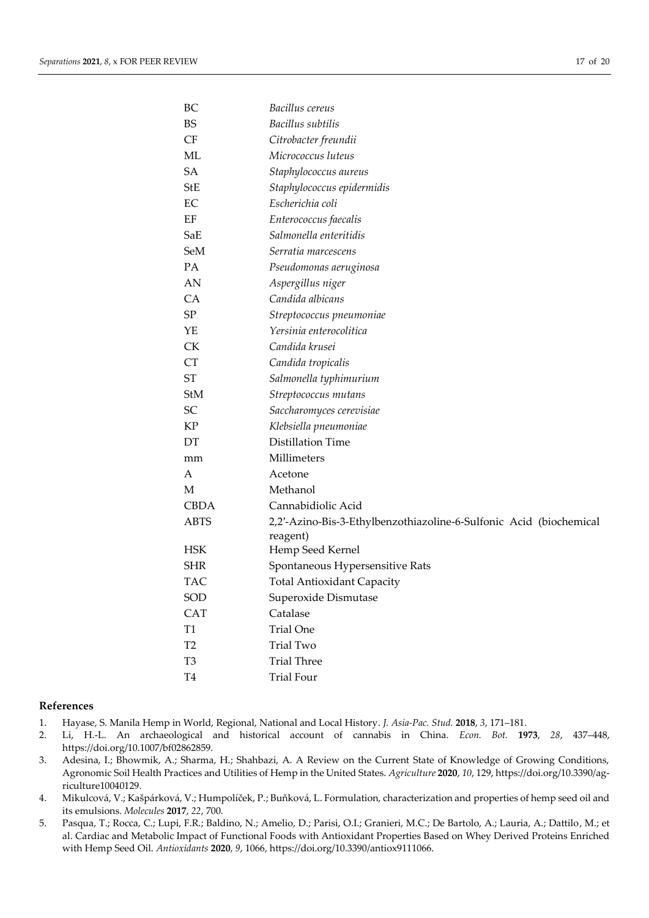| | |
|---|---|
| BC | *Bacillus cereus* |
| BS | *Bacillus subtilis* |
| CF | *Citrobacter freundii* |
| ML | *Micrococcus luteus* |
| SA | *Staphylococcus aureus* |
| StE | *Staphylococcus epidermidis* |
| EC | *Escherichia coli* |
| EF | *Enterococcus faecalis* |
| SaE | *Salmonella enteritidis* |
| SeM | *Serratia marcescens* |
| PA | *Pseudomonas aeruginosa* |
| AN | *Aspergillus niger* |
| CA | *Candida albicans* |
| SP | *Streptococcus pneumoniae* |
| YE | *Yersinia enterocolitica* |
| CK | *Candida krusei* |
| CT | *Candida tropicalis* |
| ST | *Salmonella typhimurium* |
| StM | *Streptococcus mutans* |
| SC | *Saccharomyces cerevisiae* |
| KP | *Klebsiella pneumoniae* |
| DT | Distillation Time |
| mm | Millimeters |
| A | Acetone |
| M | Methanol |
| CBDA | Cannabidiolic Acid |
| ABTS | 2,2′-Azino-Bis-3-Ethylbenzothiazoline-6-Sulfonic Acid (biochemical reagent) |
| HSK | Hemp Seed Kernel |
| SHR | Spontaneous Hypersensitive Rats |
| TAC | Total Antioxidant Capacity |
| SOD | Superoxide Dismutase |
| CAT | Catalase |
| T1 | Trial One |
| T2 | Trial Two |
| T3 | Trial Three |
| T4 | Trial Four |

## References

1. Hayase, S. Manila Hemp in World, Regional, National and Local History. *J. Asia-Pac. Stud.* **2018**, *3*, 171–181.
2. Li, H.-L. An archaeological and historical account of cannabis in China. *Econ. Bot.* **1973**, *28*, 437–448, https://doi.org/10.1007/bf02862859.
3. Adesina, I.; Bhowmik, A.; Sharma, H.; Shahbazi, A. A Review on the Current State of Knowledge of Growing Conditions, Agronomic Soil Health Practices and Utilities of Hemp in the United States. *Agriculture* **2020**, *10*, 129, https://doi.org/10.3390/agriculture10040129.
4. Mikulcová, V.; Kašpárková, V.; Humpolíček, P.; Buňková, L. Formulation, characterization and properties of hemp seed oil and its emulsions. *Molecules* **2017**, *22*, 700.
5. Pasqua, T.; Rocca, C.; Lupi, F.R.; Baldino, N.; Amelio, D.; Parisi, O.I.; Granieri, M.C.; De Bartolo, A.; Lauria, A.; Dattilo, M.; et al. Cardiac and Metabolic Impact of Functional Foods with Antioxidant Properties Based on Whey Derived Proteins Enriched with Hemp Seed Oil. *Antioxidants* **2020**, *9*, 1066, https://doi.org/10.3390/antiox9111066.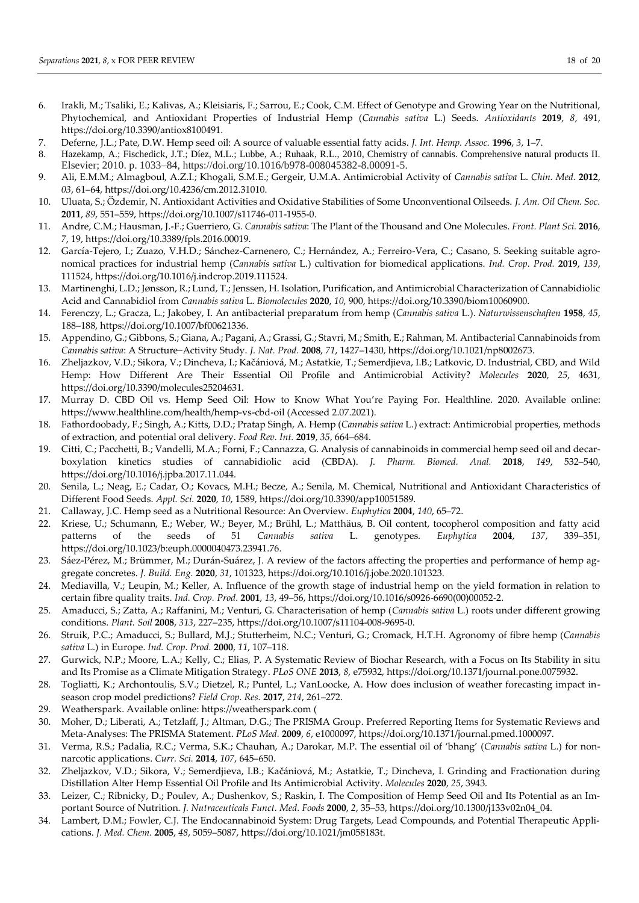6. Irakli, M.; Tsaliki, E.; Kalivas, A.; Kleisiaris, F.; Sarrou, E.; Cook, C.M. Effect of Genotype and Growing Year on the Nutritional, Phytochemical, and Antioxidant Properties of Industrial Hemp (*Cannabis sativa* L.) Seeds. *Antioxidants* **2019**, *8*, 491, https://doi.org/10.3390/antiox8100491.
7. Deferne, J.L.; Pate, D.W. Hemp seed oil: A source of valuable essential fatty acids. *J. Int. Hemp. Assoc.* **1996**, *3*, 1–7.
8. Hazekamp, A.; Fischedick, J.T.; Díez, M.L.; Lubbe, A.; Ruhaak, R.L., 2010, Chemistry of cannabis. Comprehensive natural products II. Elsevier; 2010. p. 1033–84, https://doi.org/10.1016/b978-008045382-8.00091-5.
9. Ali, E.M.M.; Almagboul, A.Z.I.; Khogali, S.M.E.; Gergeir, U.M.A. Antimicrobial Activity of *Cannabis sativa* L. *Chin. Med.* **2012**, *03*, 61–64, https://doi.org/10.4236/cm.2012.31010.
10. Uluata, S.; Özdemir, N. Antioxidant Activities and Oxidative Stabilities of Some Unconventional Oilseeds. *J. Am. Oil Chem. Soc.* **2011**, *89*, 551–559, https://doi.org/10.1007/s11746-011-1955-0.
11. Andre, C.M.; Hausman, J.-F.; Guerriero, G. *Cannabis sativa*: The Plant of the Thousand and One Molecules. *Front. Plant Sci.* **2016**, *7*, 19, https://doi.org/10.3389/fpls.2016.00019.
12. García-Tejero, I.; Zuazo, V.H.D.; Sánchez-Carnenero, C.; Hernández, A.; Ferreiro-Vera, C.; Casano, S. Seeking suitable agronomical practices for industrial hemp (*Cannabis sativa* L.) cultivation for biomedical applications. *Ind. Crop. Prod.* **2019**, *139*, 111524, https://doi.org/10.1016/j.indcrop.2019.111524.
13. Martinenghi, L.D.; Jønsson, R.; Lund, T.; Jenssen, H. Isolation, Purification, and Antimicrobial Characterization of Cannabidiolic Acid and Cannabidiol from *Cannabis sativa* L. *Biomolecules* **2020**, *10*, 900, https://doi.org/10.3390/biom10060900.
14. Ferenczy, L.; Gracza, L.; Jakobey, I. An antibacterial preparatum from hemp (*Cannabis sativa* L.). *Naturwissenschaften* **1958**, *45*, 188–188, https://doi.org/10.1007/bf00621336.
15. Appendino, G.; Gibbons, S.; Giana, A.; Pagani, A.; Grassi, G.; Stavri, M.; Smith, E.; Rahman, M. Antibacterial Cannabinoids from *Cannabis sativa*: A Structure−Activity Study. *J. Nat. Prod.* **2008**, *71*, 1427–1430, https://doi.org/10.1021/np8002673.
16. Zheljazkov, V.D.; Sikora, V.; Dincheva, I.; Kačániová, M.; Astatkie, T.; Semerdjieva, I.B.; Latkovic, D. Industrial, CBD, and Wild Hemp: How Different Are Their Essential Oil Profile and Antimicrobial Activity? *Molecules* **2020**, *25*, 4631, https://doi.org/10.3390/molecules25204631.
17. Murray D. CBD Oil vs. Hemp Seed Oil: How to Know What You're Paying For. Healthline. 2020. Available online: https://www.healthline.com/health/hemp-vs-cbd-oil (Accessed 2.07.2021).
18. Fathordoobady, F.; Singh, A.; Kitts, D.D.; Pratap Singh, A. Hemp (*Cannabis sativa* L.) extract: Antimicrobial properties, methods of extraction, and potential oral delivery. *Food Rev. Int.* **2019**, *35*, 664–684.
19. Citti, C.; Pacchetti, B.; Vandelli, M.A.; Forni, F.; Cannazza, G. Analysis of cannabinoids in commercial hemp seed oil and decarboxylation kinetics studies of cannabidiolic acid (CBDA). *J. Pharm. Biomed. Anal.* **2018**, *149*, 532–540, https://doi.org/10.1016/j.jpba.2017.11.044.
20. Senila, L.; Neag, E.; Cadar, O.; Kovacs, M.H.; Becze, A.; Senila, M. Chemical, Nutritional and Antioxidant Characteristics of Different Food Seeds. *Appl. Sci.* **2020**, *10*, 1589, https://doi.org/10.3390/app10051589.
21. Callaway, J.C. Hemp seed as a Nutritional Resource: An Overview. *Euphytica* **2004**, *140*, 65–72.
22. Kriese, U.; Schumann, E.; Weber, W.; Beyer, M.; Brühl, L.; Matthäus, B. Oil content, tocopherol composition and fatty acid patterns of the seeds of 51 *Cannabis sativa* L. genotypes. *Euphytica* **2004**, *137*, 339–351, https://doi.org/10.1023/b:euph.0000040473.23941.76.
23. Sáez-Pérez, M.; Brümmer, M.; Durán-Suárez, J. A review of the factors affecting the properties and performance of hemp aggregate concretes. *J. Build. Eng.* **2020**, *31*, 101323, https://doi.org/10.1016/j.jobe.2020.101323.
24. Mediavilla, V.; Leupin, M.; Keller, A. Influence of the growth stage of industrial hemp on the yield formation in relation to certain fibre quality traits. *Ind. Crop. Prod.* **2001**, *13*, 49–56, https://doi.org/10.1016/s0926-6690(00)00052-2.
25. Amaducci, S.; Zatta, A.; Raffanini, M.; Venturi, G. Characterisation of hemp (*Cannabis sativa* L.) roots under different growing conditions. *Plant. Soil* **2008**, *313*, 227–235, https://doi.org/10.1007/s11104-008-9695-0.
26. Struik, P.C.; Amaducci, S.; Bullard, M.J.; Stutterheim, N.C.; Venturi, G.; Cromack, H.T.H. Agronomy of fibre hemp (*Cannabis sativa* L.) in Europe. *Ind. Crop. Prod.* **2000**, *11*, 107–118.
27. Gurwick, N.P.; Moore, L.A.; Kelly, C.; Elias, P. A Systematic Review of Biochar Research, with a Focus on Its Stability in situ and Its Promise as a Climate Mitigation Strategy. *PLoS ONE* **2013**, *8*, e75932, https://doi.org/10.1371/journal.pone.0075932.
28. Togliatti, K.; Archontoulis, S.V.; Dietzel, R.; Puntel, L.; VanLoocke, A. How does inclusion of weather forecasting impact in-season crop model predictions? *Field Crop. Res.* **2017**, *214*, 261–272.
29. Weatherspark. Available online: https://weatherspark.com (
30. Moher, D.; Liberati, A.; Tetzlaff, J.; Altman, D.G.; The PRISMA Group. Preferred Reporting Items for Systematic Reviews and Meta-Analyses: The PRISMA Statement. *PLoS Med.* **2009**, *6*, e1000097, https://doi.org/10.1371/journal.pmed.1000097.
31. Verma, R.S.; Padalia, R.C.; Verma, S.K.; Chauhan, A.; Darokar, M.P. The essential oil of 'bhang' (*Cannabis sativa* L.) for non-narcotic applications. *Curr. Sci.* **2014**, *107*, 645–650.
32. Zheljazkov, V.D.; Sikora, V.; Semerdjieva, I.B.; Kačániová, M.; Astatkie, T.; Dincheva, I. Grinding and Fractionation during Distillation Alter Hemp Essential Oil Profile and Its Antimicrobial Activity. *Molecules* **2020**, *25*, 3943.
33. Leizer, C.; Ribnicky, D.; Poulev, A.; Dushenkov, S.; Raskin, I. The Composition of Hemp Seed Oil and Its Potential as an Important Source of Nutrition. *J. Nutraceuticals Funct. Med. Foods* **2000**, *2*, 35–53, https://doi.org/10.1300/j133v02n04_04.
34. Lambert, D.M.; Fowler, C.J. The Endocannabinoid System: Drug Targets, Lead Compounds, and Potential Therapeutic Applications. *J. Med. Chem.* **2005**, *48*, 5059–5087, https://doi.org/10.1021/jm058183t.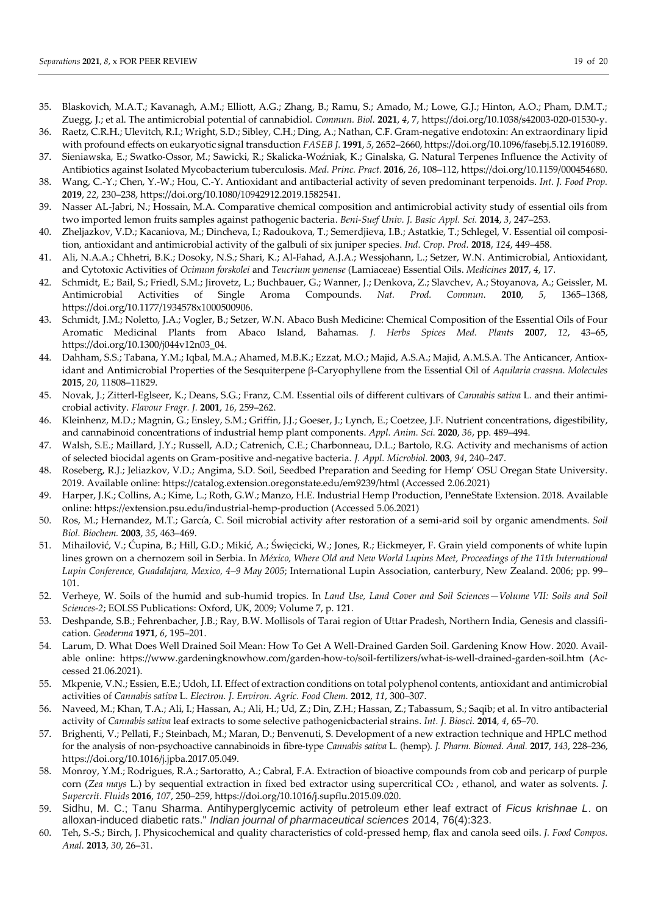35. Blaskovich, M.A.T.; Kavanagh, A.M.; Elliott, A.G.; Zhang, B.; Ramu, S.; Amado, M.; Lowe, G.J.; Hinton, A.O.; Pham, D.M.T.; Zuegg, J.; et al. The antimicrobial potential of cannabidiol. *Commun. Biol.* **2021**, *4*, 7, https://doi.org/10.1038/s42003-020-01530-y.
36. Raetz, C.R.H.; Ulevitch, R.I.; Wright, S.D.; Sibley, C.H.; Ding, A.; Nathan, C.F. Gram-negative endotoxin: An extraordinary lipid with profound effects on eukaryotic signal transduction *FASEB J.* **1991**, *5*, 2652–2660, https://doi.org/10.1096/fasebj.5.12.1916089.
37. Sieniawska, E.; Swatko-Ossor, M.; Sawicki, R.; Skalicka-Woźniak, K.; Ginalska, G. Natural Terpenes Influence the Activity of Antibiotics against Isolated Mycobacterium tuberculosis. *Med. Princ. Pract.* **2016**, *26*, 108–112, https://doi.org/10.1159/000454680.
38. Wang, C.-Y.; Chen, Y.-W.; Hou, C.-Y. Antioxidant and antibacterial activity of seven predominant terpenoids. *Int. J. Food Prop.* **2019**, *22*, 230–238, https://doi.org/10.1080/10942912.2019.1582541.
39. Nasser AL-Jabri, N.; Hossain, M.A. Comparative chemical composition and antimicrobial activity study of essential oils from two imported lemon fruits samples against pathogenic bacteria. *Beni-Suef Univ. J. Basic Appl. Sci.* **2014**, *3*, 247–253.
40. Zheljazkov, V.D.; Kacaniova, M.; Dincheva, I.; Radoukova, T.; Semerdjieva, I.B.; Astatkie, T.; Schlegel, V. Essential oil composition, antioxidant and antimicrobial activity of the galbuli of six juniper species. *Ind. Crop. Prod.* **2018**, *124*, 449–458.
41. Ali, N.A.A.; Chhetri, B.K.; Dosoky, N.S.; Shari, K.; Al-Fahad, A.J.A.; Wessjohann, L.; Setzer, W.N. Antimicrobial, Antioxidant, and Cytotoxic Activities of *Ocimum forskolei* and *Teucrium yemense* (Lamiaceae) Essential Oils. *Medicines* **2017**, *4*, 17.
42. Schmidt, E.; Bail, S.; Friedl, S.M.; Jirovetz, L.; Buchbauer, G.; Wanner, J.; Denkova, Z.; Slavchev, A.; Stoyanova, A.; Geissler, M. Antimicrobial Activities of Single Aroma Compounds. *Nat. Prod. Commun.* **2010**, *5*, 1365–1368, https://doi.org/10.1177/1934578x1000500906.
43. Schmidt, J.M.; Noletto, J.A.; Vogler, B.; Setzer, W.N. Abaco Bush Medicine: Chemical Composition of the Essential Oils of Four Aromatic Medicinal Plants from Abaco Island, Bahamas. *J. Herbs Spices Med. Plants* **2007**, *12*, 43–65, https://doi.org/10.1300/j044v12n03_04.
44. Dahham, S.S.; Tabana, Y.M.; Iqbal, M.A.; Ahamed, M.B.K.; Ezzat, M.O.; Majid, A.S.A.; Majid, A.M.S.A. The Anticancer, Antioxidant and Antimicrobial Properties of the Sesquiterpene β-Caryophyllene from the Essential Oil of *Aquilaria crassna*. *Molecules* **2015**, *20*, 11808–11829.
45. Novak, J.; Zitterl-Eglseer, K.; Deans, S.G.; Franz, C.M. Essential oils of different cultivars of *Cannabis sativa* L. and their antimicrobial activity. *Flavour Fragr. J.* **2001**, *16*, 259–262.
46. Kleinhenz, M.D.; Magnin, G.; Ensley, S.M.; Griffin, J.J.; Goeser, J.; Lynch, E.; Coetzee, J.F. Nutrient concentrations, digestibility, and cannabinoid concentrations of industrial hemp plant components. *Appl. Anim. Sci.* **2020**, *36*, pp. 489–494.
47. Walsh, S.E.; Maillard, J.Y.; Russell, A.D.; Catrenich, C.E.; Charbonneau, D.L.; Bartolo, R.G. Activity and mechanisms of action of selected biocidal agents on Gram-positive and-negative bacteria. *J. Appl. Microbiol.* **2003**, *94*, 240–247.
48. Roseberg, R.J.; Jeliazkov, V.D.; Angima, S.D. Soil, Seedbed Preparation and Seeding for Hemp' OSU Oregan State University. 2019. Available online: https://catalog.extension.oregonstate.edu/em9239/html (Accessed 2.06.2021)
49. Harper, J.K.; Collins, A.; Kime, L.; Roth, G.W.; Manzo, H.E. Industrial Hemp Production, PenneState Extension. 2018. Available online: https://extension.psu.edu/industrial-hemp-production (Accessed 5.06.2021)
50. Ros, M.; Hernandez, M.T.; García, C. Soil microbial activity after restoration of a semi-arid soil by organic amendments. *Soil Biol. Biochem.* **2003**, *35*, 463–469.
51. Mihailović, V.; Ćupina, B.; Hill, G.D.; Mikić, A.; Święcicki, W.; Jones, R.; Eickmeyer, F. Grain yield components of white lupin lines grown on a chernozem soil in Serbia. In *México, Where Old and New World Lupins Meet, Proceedings of the 11th International Lupin Conference, Guadalajara, Mexico, 4–9 May 2005*; International Lupin Association, canterbury, New Zealand. 2006; pp. 99–101.
52. Verheye, W. Soils of the humid and sub-humid tropics. In *Land Use, Land Cover and Soil Sciences—Volume VII: Soils and Soil Sciences-2*; EOLSS Publications: Oxford, UK, 2009; Volume 7, p. 121.
53. Deshpande, S.B.; Fehrenbacher, J.B.; Ray, B.W. Mollisols of Tarai region of Uttar Pradesh, Northern India, Genesis and classification. *Geoderma* **1971**, *6*, 195–201.
54. Larum, D. What Does Well Drained Soil Mean: How To Get A Well-Drained Garden Soil. Gardening Know How. 2020. Available online: https://www.gardeningknowhow.com/garden-how-to/soil-fertilizers/what-is-well-drained-garden-soil.htm (Accessed 21.06.2021).
55. Mkpenie, V.N.; Essien, E.E.; Udoh, I.I. Effect of extraction conditions on total polyphenol contents, antioxidant and antimicrobial activities of *Cannabis sativa* L. *Electron. J. Environ. Agric. Food Chem.* **2012**, *11*, 300–307.
56. Naveed, M.; Khan, T.A.; Ali, I.; Hassan, A.; Ali, H.; Ud, Z.; Din, Z.H.; Hassan, Z.; Tabassum, S.; Saqib; et al. In vitro antibacterial activity of *Cannabis sativa* leaf extracts to some selective pathogenicbacterial strains. *Int. J. Biosci.* **2014**, *4*, 65–70.
57. Brighenti, V.; Pellati, F.; Steinbach, M.; Maran, D.; Benvenuti, S. Development of a new extraction technique and HPLC method for the analysis of non-psychoactive cannabinoids in fibre-type *Cannabis sativa* L. (hemp). *J. Pharm. Biomed. Anal.* **2017**, *143*, 228–236, https://doi.org/10.1016/j.jpba.2017.05.049.
58. Monroy, Y.M.; Rodrigues, R.A.; Sartoratto, A.; Cabral, F.A. Extraction of bioactive compounds from cob and pericarp of purple corn (*Zea mays* L.) by sequential extraction in fixed bed extractor using supercritical $CO_2$ , ethanol, and water as solvents. *J. Supercrit. Fluids* **2016**, *107*, 250–259, https://doi.org/10.1016/j.supflu.2015.09.020.
59. Sidhu, M. C.; Tanu Sharma. Antihyperglycemic activity of petroleum ether leaf extract of *Ficus krishnae L*. on alloxan-induced diabetic rats." *Indian journal of pharmaceutical sciences* 2014, 76(4):323.
60. Teh, S.-S.; Birch, J. Physicochemical and quality characteristics of cold-pressed hemp, flax and canola seed oils. *J. Food Compos. Anal.* **2013**, *30*, 26–31.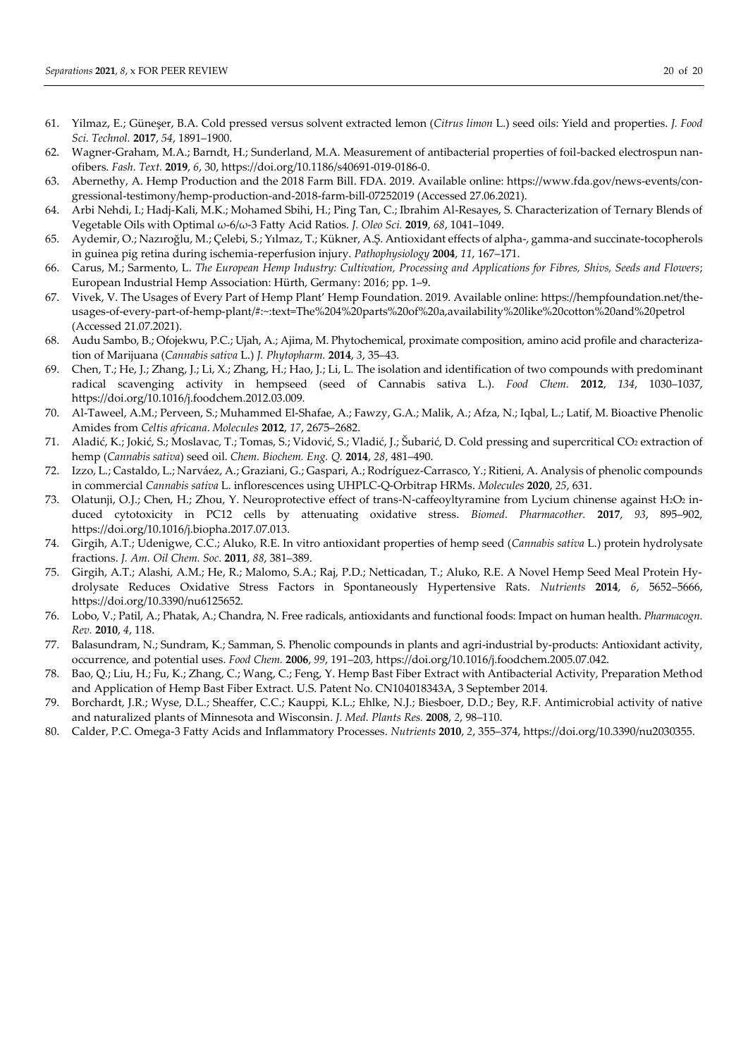61. Yilmaz, E.; Güneşer, B.A. Cold pressed versus solvent extracted lemon (*Citrus limon* L.) seed oils: Yield and properties. *J. Food Sci. Technol.* **2017**, *54*, 1891–1900.
62. Wagner-Graham, M.A.; Barndt, H.; Sunderland, M.A. Measurement of antibacterial properties of foil-backed electrospun nanofibers. *Fash. Text.* **2019**, *6*, 30, https://doi.org/10.1186/s40691-019-0186-0.
63. Abernethy, A. Hemp Production and the 2018 Farm Bill. FDA. 2019. Available online: https://www.fda.gov/news-events/congressional-testimony/hemp-production-and-2018-farm-bill-07252019 (Accessed 27.06.2021).
64. Arbi Nehdi, I.; Hadj-Kali, M.K.; Mohamed Sbihi, H.; Ping Tan, C.; Ibrahim Al-Resayes, S. Characterization of Ternary Blends of Vegetable Oils with Optimal ω-6/ω-3 Fatty Acid Ratios. *J. Oleo Sci.* **2019**, *68*, 1041–1049.
65. Aydemir, O.; Nazıroğlu, M.; Çelebi, S.; Yılmaz, T.; Kükner, A.Ş. Antioxidant effects of alpha-, gamma-and succinate-tocopherols in guinea pig retina during ischemia-reperfusion injury. *Pathophysiology* **2004**, *11*, 167–171.
66. Carus, M.; Sarmento, L. *The European Hemp Industry: Cultivation, Processing and Applications for Fibres, Shivs, Seeds and Flowers*; European Industrial Hemp Association: Hürth, Germany: 2016; pp. 1–9.
67. Vivek, V. The Usages of Every Part of Hemp Plant' Hemp Foundation. 2019. Available online: https://hempfoundation.net/the-usages-of-every-part-of-hemp-plant/#:~:text=The%204%20parts%20of%20a,availability%20like%20cotton%20and%20petrol (Accessed 21.07.2021).
68. Audu Sambo, B.; Ofojekwu, P.C.; Ujah, A.; Ajima, M. Phytochemical, proximate composition, amino acid profile and characterization of Marijuana (*Cannabis sativa* L.) *J. Phytopharm.* **2014**, *3*, 35–43.
69. Chen, T.; He, J.; Zhang, J.; Li, X.; Zhang, H.; Hao, J.; Li, L. The isolation and identification of two compounds with predominant radical scavenging activity in hempseed (seed of Cannabis sativa L.). *Food Chem.* **2012**, *134*, 1030–1037, https://doi.org/10.1016/j.foodchem.2012.03.009.
70. Al-Taweel, A.M.; Perveen, S.; Muhammed El-Shafae, A.; Fawzy, G.A.; Malik, A.; Afza, N.; Iqbal, L.; Latif, M. Bioactive Phenolic Amides from *Celtis africana*. *Molecules* **2012**, *17*, 2675–2682.
71. Aladić, K.; Jokić, S.; Moslavac, T.; Tomas, S.; Vidović, S.; Vladić, J.; Šubarić, D. Cold pressing and supercritical $CO_2$ extraction of hemp (*Cannabis sativa*) seed oil. *Chem. Biochem. Eng. Q.* **2014**, *28*, 481–490.
72. Izzo, L.; Castaldo, L.; Narváez, A.; Graziani, G.; Gaspari, A.; Rodríguez-Carrasco, Y.; Ritieni, A. Analysis of phenolic compounds in commercial *Cannabis sativa* L. inflorescences using UHPLC-Q-Orbitrap HRMs. *Molecules* **2020**, *25*, 631.
73. Olatunji, O.J.; Chen, H.; Zhou, Y. Neuroprotective effect of trans-N-caffeoyltyramine from Lycium chinense against $H_2O_2$ induced cytotoxicity in PC12 cells by attenuating oxidative stress. *Biomed. Pharmacother.* **2017**, *93*, 895–902, https://doi.org/10.1016/j.biopha.2017.07.013.
74. Girgih, A.T.; Udenigwe, C.C.; Aluko, R.E. In vitro antioxidant properties of hemp seed (*Cannabis sativa* L.) protein hydrolysate fractions. *J. Am. Oil Chem. Soc.* **2011**, *88*, 381–389.
75. Girgih, A.T.; Alashi, A.M.; He, R.; Malomo, S.A.; Raj, P.D.; Netticadan, T.; Aluko, R.E. A Novel Hemp Seed Meal Protein Hydrolysate Reduces Oxidative Stress Factors in Spontaneously Hypertensive Rats. *Nutrients* **2014**, *6*, 5652–5666, https://doi.org/10.3390/nu6125652.
76. Lobo, V.; Patil, A.; Phatak, A.; Chandra, N. Free radicals, antioxidants and functional foods: Impact on human health. *Pharmacogn. Rev.* **2010**, *4*, 118.
77. Balasundram, N.; Sundram, K.; Samman, S. Phenolic compounds in plants and agri-industrial by-products: Antioxidant activity, occurrence, and potential uses. *Food Chem.* **2006**, *99*, 191–203, https://doi.org/10.1016/j.foodchem.2005.07.042.
78. Bao, Q.; Liu, H.; Fu, K.; Zhang, C.; Wang, C.; Feng, Y. Hemp Bast Fiber Extract with Antibacterial Activity, Preparation Method and Application of Hemp Bast Fiber Extract. U.S. Patent No. CN104018343A, 3 September 2014.
79. Borchardt, J.R.; Wyse, D.L.; Sheaffer, C.C.; Kauppi, K.L.; Ehlke, N.J.; Biesboer, D.D.; Bey, R.F. Antimicrobial activity of native and naturalized plants of Minnesota and Wisconsin. *J. Med. Plants Res.* **2008**, *2*, 98–110.
80. Calder, P.C. Omega-3 Fatty Acids and Inflammatory Processes. *Nutrients* **2010**, *2*, 355–374, https://doi.org/10.3390/nu2030355.